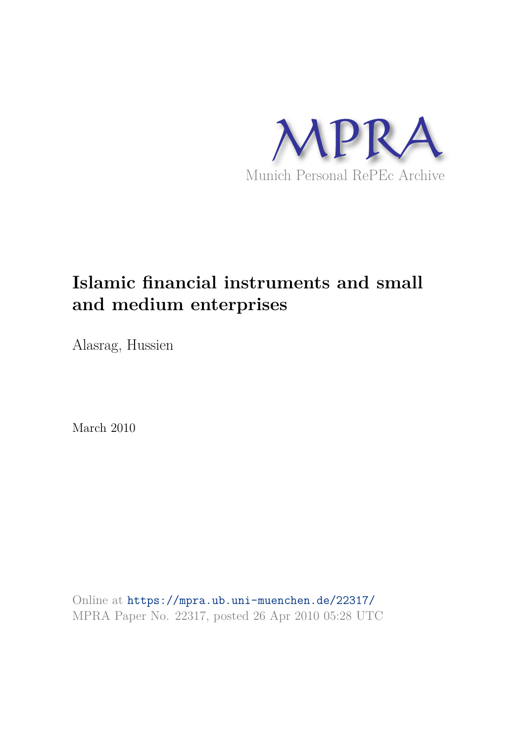MPRA

Munich Personal RePEc Archive

# Islamic financial instruments and small and medium enterprises

Alasrag, Hussien

March 2010

Online at https://mpra.ub.uni-muenchen.de/22317/
MPRA Paper No. 22317, posted 26 Apr 2010 05:28 UTC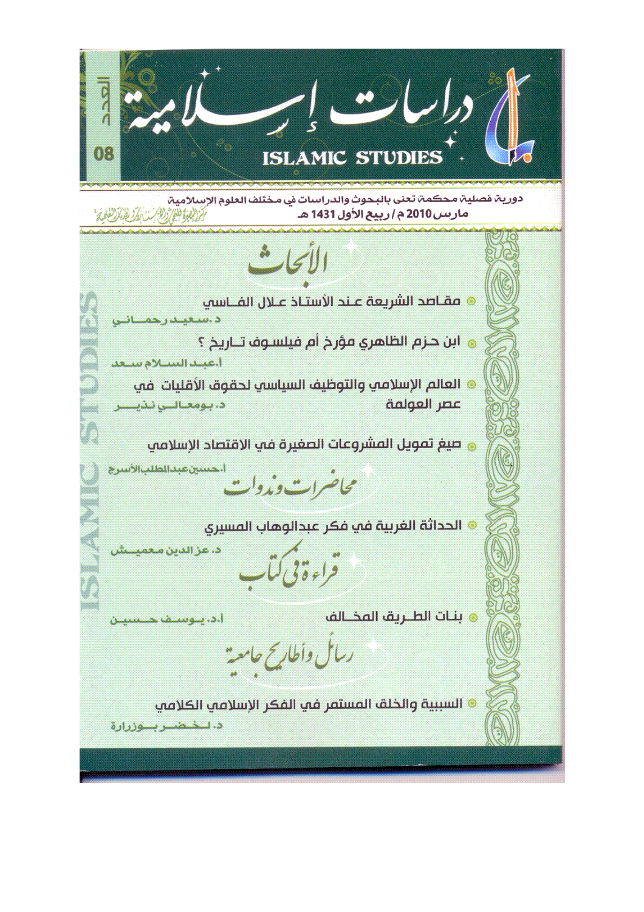# دراسات إسلامية

**ISLAMIC STUDIES**

العدد 08

دورية فصلية محكمة تعنى بالبحوث والدراسات في مختلف العلوم الإسلامية

مارس 2010 م / ربيع الأول 1431 هـ

## الأبحاث

- مقاصد الشريعة عند الأستاذ علال الفاسي

د. سعيد رحماني

- ابن حزم الظاهري مؤرخ أم فيلسوف تاريخ ؟

أ. عبد السلام سعد

- العالم الإسلامي والتوظيف السياسي لحقوق الأقليات في عصر العولمة

د. بومعالي نذير

- صيغ تمويل المشروعات الصغيرة في الاقتصاد الإسلامي

أ. حسين عبد المطلب الأسرج

## محاضرات وندوات

- الحداثة الغربية في فكر عبدالوهاب المسيري

د. عزالدين معميش

## قراءة في كتاب

- بنات الطريق المخالف

أ.د. يوسف حسين

## رسائل وأطاريح جامعية

- السببية والخلق المستمر في الفكر الإسلامي الكلامي

د. لخضر بوزرارة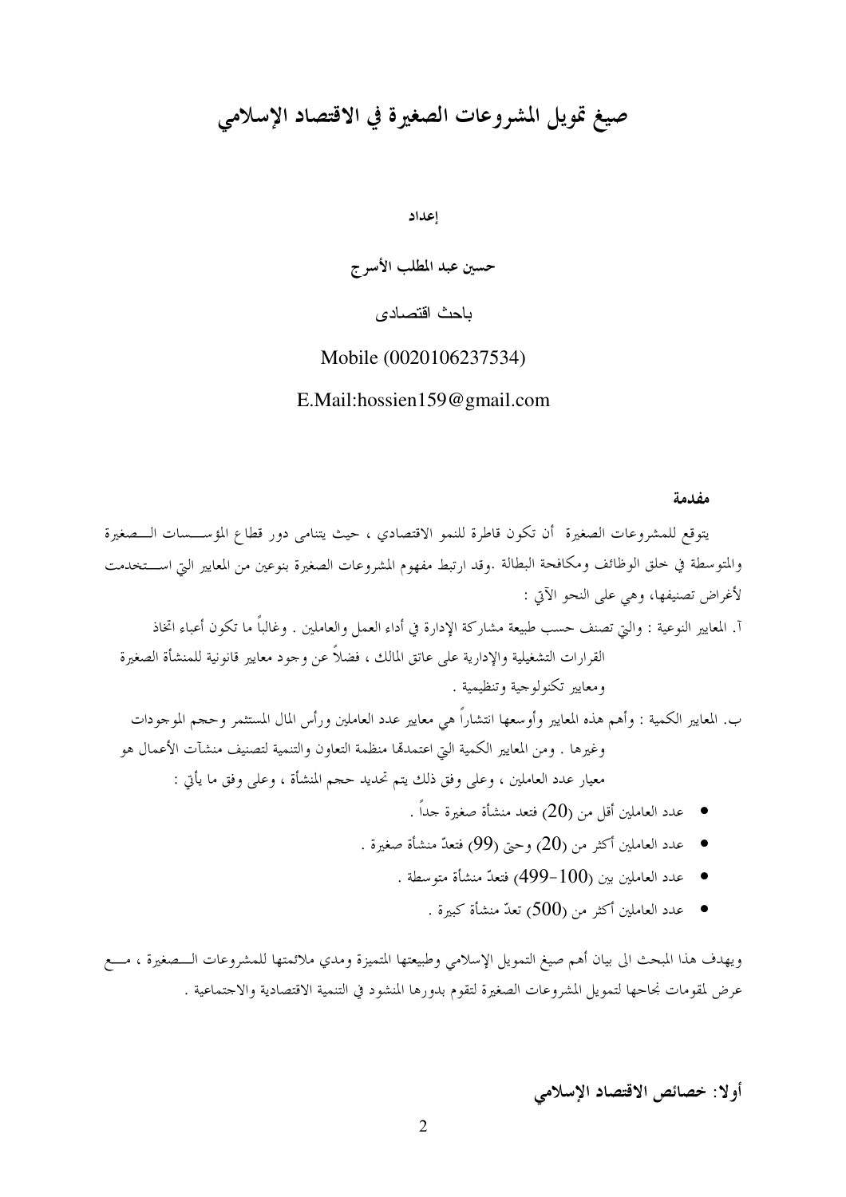# صيغ تمويل المشروعات الصغيرة في الاقتصاد الإسلامي

**إعداد**

**حسين عبد المطلب الأسرج**

باحث اقتصادى

Mobile (0020106237534)

E.Mail:hossien159@gmail.com

**مقدمة**

يتوقع للمشروعات الصغيرة أن تكون قاطرة للنمو الاقتصادي ، حيث يتنامى دور قطاع المؤسسات الصغيرة والمتوسطة في خلق الوظائف ومكافحة البطالة .وقد ارتبط مفهوم المشروعات الصغيرة بنوعين من المعايير التي استخدمت لأغراض تصنيفها، وهي على النحو الآتي :

آ. المعايير النوعية : والتي تصنف حسب طبيعة مشاركة الإدارة في أداء العمل والعاملين . وغالباً ما تكون أعباء اتخاذ القرارات التشغيلية والإدارية على عاتق المالك ، فضلاً عن وجود معايير قانونية للمنشأة الصغيرة ومعايير تكنولوجية وتنظيمية .

ب. المعايير الكمية : وأهم هذه المعايير وأوسعها انتشاراً هي معايير عدد العاملين ورأس المال المستثمر وحجم الموجودات وغيرها . ومن المعايير الكمية التي اعتمدتها منظمة التعاون والتنمية لتصنيف منشآت الأعمال هو معيار عدد العاملين ، وعلى وفق ذلك يتم تحديد حجم المنشأة ، وعلى وفق ما يأتي :

- عدد العاملين أقل من (20) فتعد منشأة صغيرة جداً .
- عدد العاملين أكثر من (20) وحتى (99) فتعدّ منشأة صغيرة .
- عدد العاملين بين (100-499) فتعدّ منشأة متوسطة .
- عدد العاملين أكثر من (500) تعدّ منشأة كبيرة .

ويهدف هذا المبحث الى بيان أهم صيغ التمويل الإسلامي وطبيعتها المتميزة ومدي ملائمتها للمشروعات الصغيرة ، مع عرض لمقومات نجاحها لتمويل المشروعات الصغيرة لتقوم بدورها المنشود في التنمية الاقتصادية والاجتماعية .

## أولا: خصائص الاقتصاد الإسلامي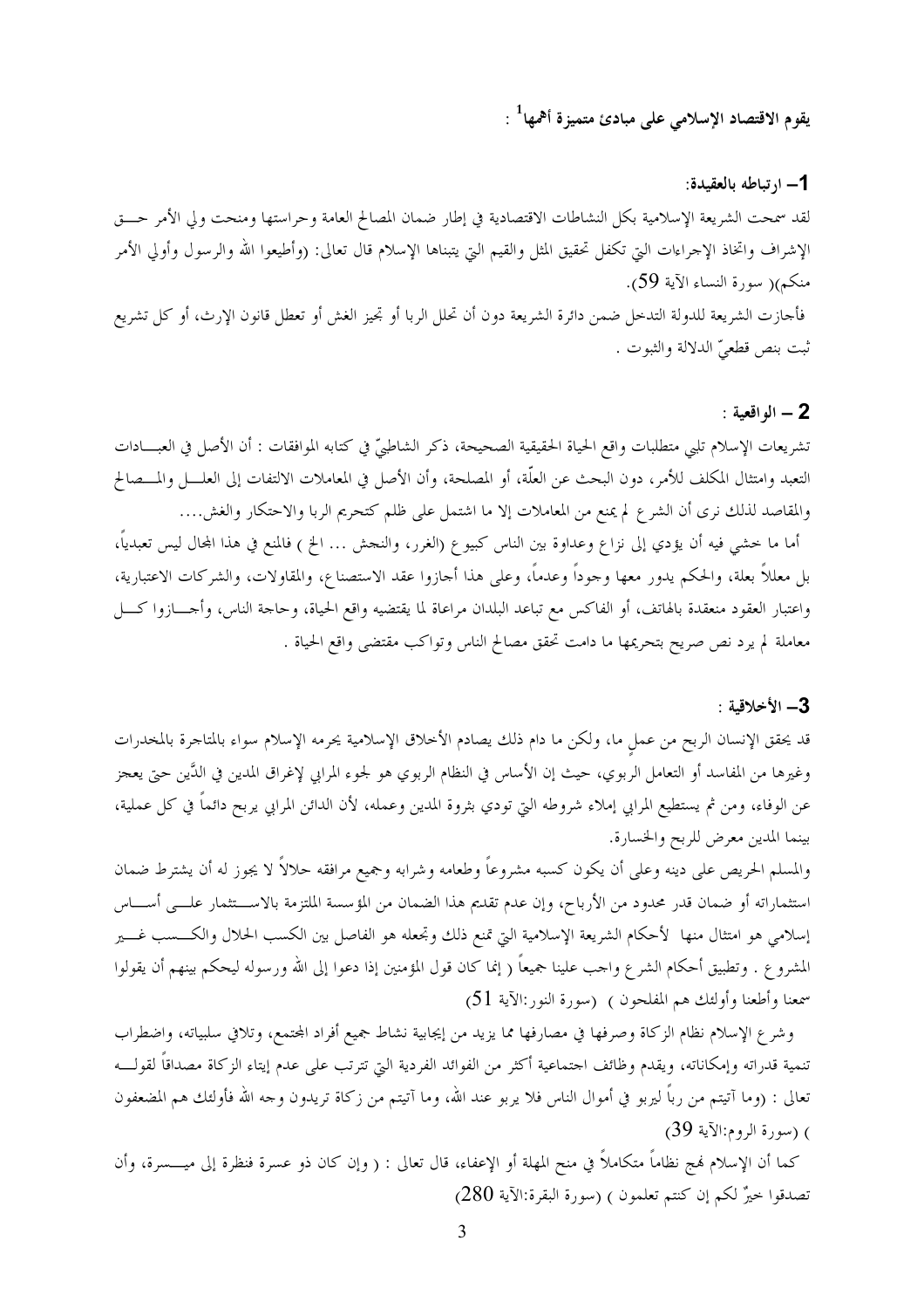**يقوم الاقتصاد الإسلامي على مبادئ متميزة أهمها[1] :**

### 1– ارتباطه بالعقيدة:

لقد سمحت الشريعة الإسلامية بكل النشاطات الاقتصادية في إطار ضمان المصالح العامة وحراستها ومنحت ولي الأمر حق الإشراف واتخاذ الإجراءات التي تكفل تحقيق المثل والقيم التي يتبناها الإسلام قال تعالى: (وأطيعوا الله والرسول وأولي الأمر منكم)( سورة النساء الآية 59).

فأجازت الشريعة للدولة التدخل ضمن دائرة الشريعة دون أن تحلل الربا أو تجيز الغش أو تعطل قانون الإرث، أو كل تشريع ثبت بنص قطعيّ الدلالة والثبوت .

### 2 – الواقعية :

تشريعات الإسلام تلبي متطلبات واقع الحياة الحقيقية الصحيحة، ذكر الشاطبيّ في كتابه الموافقات : أن الأصل في العبادات التعبد وامتثال المكلف للأمر، دون البحث عن العلّة، أو المصلحة، وأن الأصل في المعاملات الالتفات إلى العلل والمصالح والمقاصد لذلك نرى أن الشرع لم يمنع من المعاملات إلا ما اشتمل على ظلم كتحريم الربا والاحتكار والغش....

أما ما خشي فيه أن يؤدي إلى نزاع وعداوة بين الناس كبيوع (الغرر، والنجش ... الخ ) فالمنع في هذا المجال ليس تعبدياً، بل معللاً بعلة، والحكم يدور معها وجوداً وعدماً، وعلى هذا أجازوا عقد الاستصناع، والمقاولات، والشركات الاعتبارية، واعتبار العقود منعقدة بالهاتف، أو الفاكس مع تباعد البلدان مراعاة لما يقتضيه واقع الحياة، وحاجة الناس، وأجازوا كل معاملة لم يرد نص صريح بتحريمها ما دامت تحقق مصالح الناس وتواكب مقتضى واقع الحياة .

### 3– الأخلاقية :

قد يحقق الإنسان الربح من عملٍ ما، ولكن ما دام ذلك يصادم الأخلاق الإسلامية يحرمه الإسلام سواء بالمتاجرة بالمخدرات وغيرها من المفاسد أو التعامل الربوي، حيث إن الأساس في النظام الربوي هو لجوء المرابي لإغراق المدين في الدَّين حتى يعجز عن الوفاء، ومن ثم يستطيع المرابي إملاء شروطه التي تودي بثروة المدين وعمله، لأن الدائن المرابي يربح دائماً في كل عملية، بينما المدين معرض للربح والخسارة.

والمسلم الحريص على دينه وعلى أن يكون كسبه مشروعاً وطعامه وشرابه وجميع مرافقه حلالاً لا يجوز له أن يشترط ضمان استثماراته أو ضمان قدر محدود من الأرباح، وإن عدم تقديم هذا الضمان من المؤسسة الملتزمة بالاستثمار على أساس إسلامي هو امتثال منها لأحكام الشريعة الإسلامية التي تمنع ذلك وتجعله هو الفاصل بين الكسب الحلال والكسب غير المشروع . وتطبيق أحكام الشرع واجب علينا جميعاً ( إنما كان قول المؤمنين إذا دعوا إلى الله ورسوله ليحكم بينهم أن يقولوا سمعنا وأطعنا وأولئك هم المفلحون ) (سورة النور:الآية 51)

وشرع الإسلام نظام الزكاة وصرفها في مصارفها مما يزيد من إيجابية نشاط جميع أفراد المجتمع، وتلافي سلبياته، واضطراب تنمية قدراته وإمكاناته، ويقدم وظائف اجتماعية أكثر من الفوائد الفردية التي تترتب على عدم إيتاء الزكاة مصداقاً لقوله تعالى : (وما آتيتم من رباً ليربو في أموال الناس فلا يربو عند الله، وما آتيتم من زكاة تريدون وجه الله فأولئك هم المضعفون ) (سورة الروم:الآية 39)

كما أن الإسلام نهج نظاماً متكاملاً في منح المهلة أو الإعفاء، قال تعالى : ( وإن كان ذو عسرة فنظرة إلى ميسرة، وأن تصدقوا خيرٌ لكم إن كنتم تعلمون ) (سورة البقرة:الآية 280)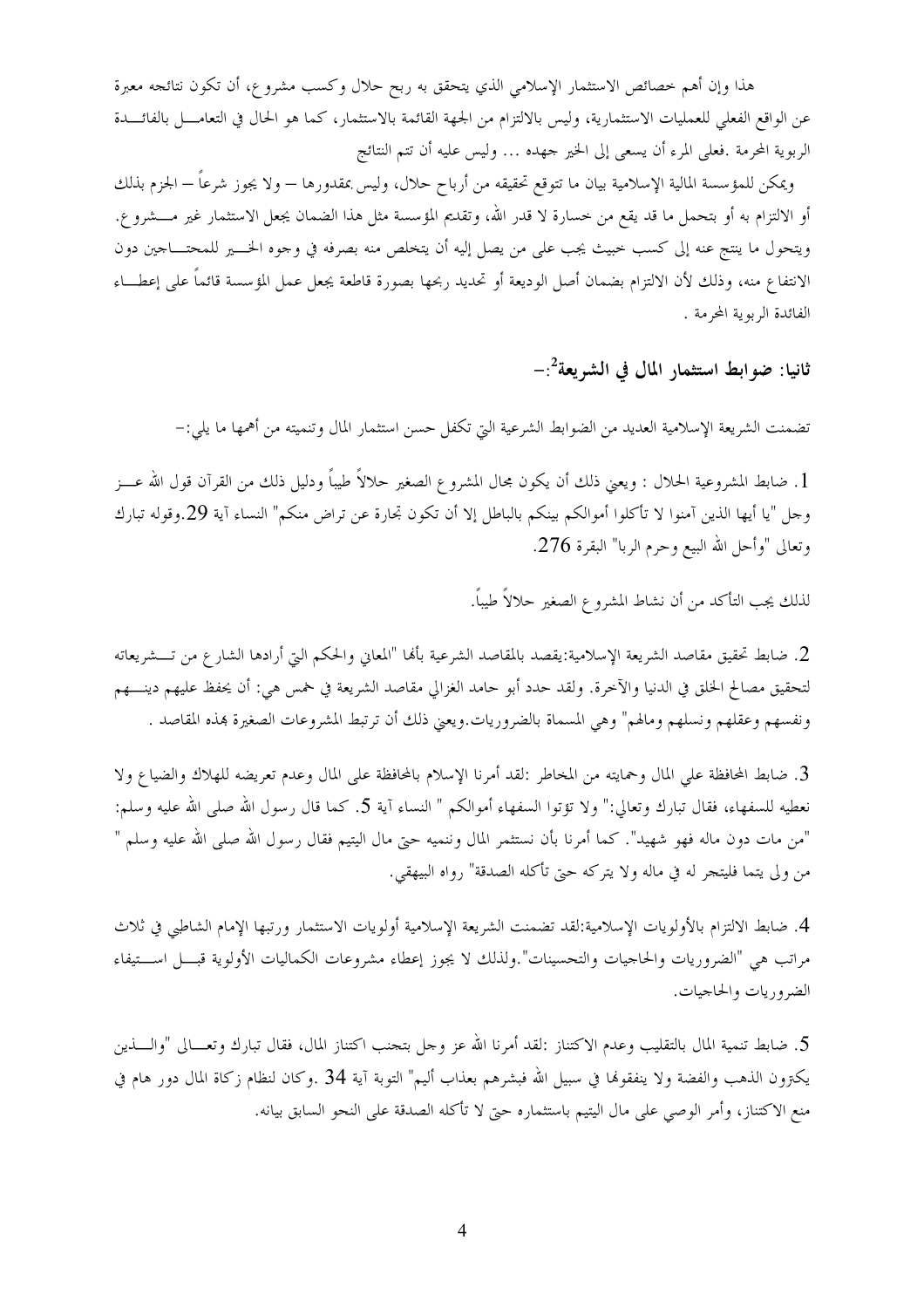هذا وإن أهم خصائص الاستثمار الإسلامي الذي يتحقق به ربح حلال وكسب مشروع، أن تكون نتائجه معبرة عن الواقع الفعلي للعمليات الاستثمارية، وليس بالالتزام من الجهة القائمة بالاستثمار، كما هو الحال في التعامل بالفائدة الربوية المحرمة .فعلى المرء أن يسعى إلى الخير جهده ... وليس عليه أن تتم النتائج

ويمكن للمؤسسة المالية الإسلامية بيان ما تتوقع تحقيقه من أرباح حلال، وليس بمقدورها – ولا يجوز شرعاً – الجزم بذلك أو الالتزام به أو بتحمل ما قد يقع من خسارة لا قدر الله، وتقديم المؤسسة مثل هذا الضمان يجعل الاستثمار غير مشروع. ويتحول ما ينتج عنه إلى كسب خبيث يجب على من يصل إليه أن يتخلص منه بصرفه في وجوه الخير للمحتاجين دون الانتفاع منه، وذلك لأن الالتزام بضمان أصل الوديعة أو تحديد ربحها بصورة قاطعة يجعل عمل المؤسسة قائماً على إعطاء الفائدة الربوية المحرمة .

## ثانيا: ضوابط استثمار المال في الشريعة[2]:-

تضمنت الشريعة الإسلامية العديد من الضوابط الشرعية التي تكفل حسن استثمار المال وتنميته من أهمها ما يلي:-

1. ضابط المشروعية الحلال : ويعني ذلك أن يكون مجال المشروع الصغير حلالاً طيباً ودليل ذلك من القرآن قول الله عز وجل "يا أيها الذين آمنوا لا تأكلوا أموالكم بينكم بالباطل إلا أن تكون تجارة عن تراض منكم" النساء آية 29.وقوله تبارك وتعالى "وأحل الله البيع وحرم الربا" البقرة 276.

لذلك يجب التأكد من أن نشاط المشروع الصغير حلالاً طيباً.

2. ضابط تحقيق مقاصد الشريعة الإسلامية:يقصد بالمقاصد الشرعية بأنها "المعاني والحكم التي أرادها الشارع من تشريعاته لتحقيق مصالح الخلق في الدنيا والآخرة. ولقد حدد أبو حامد الغزالي مقاصد الشريعة في خمس هي: أن يحفظ عليهم دينهم ونفسهم وعقلهم ونسلهم ومالهم" وهي المسماة بالضروريات.ويعني ذلك أن ترتبط المشروعات الصغيرة بهذه المقاصد .

3. ضابط المحافظة علي المال وحمايته من المخاطر :لقد أمرنا الإسلام بالمحافظة على المال وعدم تعريضه للهلاك والضياع ولا نعطيه للسفهاء، فقال تبارك وتعالي:" ولا تؤتوا السفهاء أموالكم " النساء آية 5. كما قال رسول الله صلى الله عليه وسلم: "من مات دون ماله فهو شهيد". كما أمرنا بأن نستثمر المال وننميه حتى مال اليتيم فقال رسول الله صلى الله عليه وسلم " من ولى يتما فليتجر له في ماله ولا يتركه حتى تأكله الصدقة" رواه البيهقي.

4. ضابط الالتزام بالأولويات الإسلامية:لقد تضمنت الشريعة الإسلامية أولويات الاستثمار ورتبها الإمام الشاطبي في ثلاث مراتب هي "الضروريات والحاجيات والتحسينات".ولذلك لا يجوز إعطاء مشروعات الكماليات الأولوية قبل استيفاء الضروريات والحاجيات.

5. ضابط تنمية المال بالتقليب وعدم الاكتناز :لقد أمرنا الله عز وجل بتجنب اكتناز المال، فقال تبارك وتعالى "والذين يكنزون الذهب والفضة ولا ينفقونها في سبيل الله فبشرهم بعذاب أليم" التوبة آية 34 .وكان لنظام زكاة المال دور هام في منع الاكتناز، وأمر الوصي على مال اليتيم باستثماره حتى لا تأكله الصدقة على النحو السابق بيانه.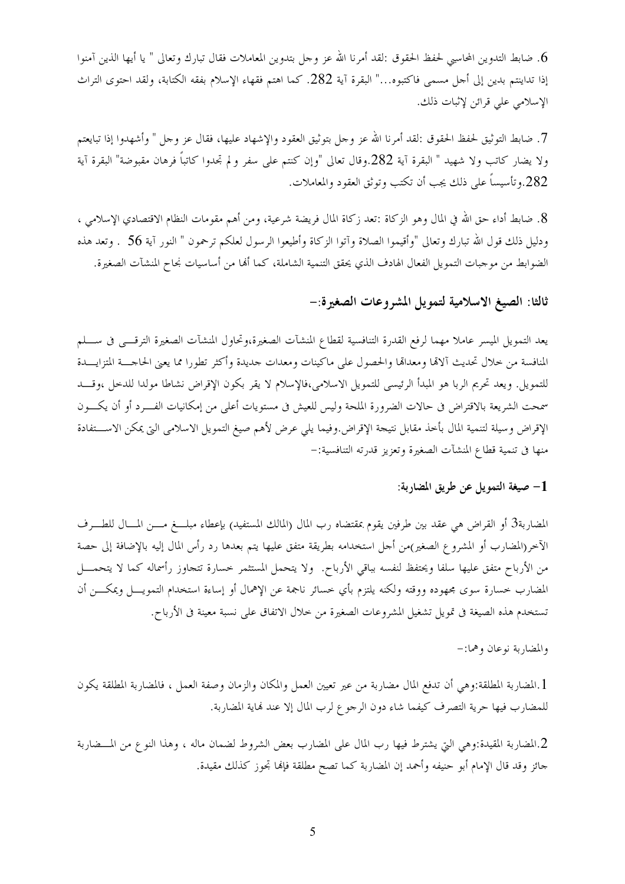6. ضابط التدوين المحاسبي لحفظ الحقوق :لقد أمرنا الله عز وجل بتدوين المعاملات فقال تبارك وتعالى " يا أيها الذين آمنوا إذا تداينتم بدين إلى أجل مسمى فاكتبوه..." البقرة آية 282. كما اهتم فقهاء الإسلام بفقه الكتابة، ولقد احتوى التراث الإسلامي علي قرائن لإثبات ذلك.

7. ضابط التوثيق لحفظ الحقوق :لقد أمرنا الله عز وجل بتوثيق العقود والإشهاد عليها، فقال عز وجل " وأشهدوا إذا تبايعتم ولا يضار كاتب ولا شهيد " البقرة آية 282.وقال تعالى "وإن كنتم على سفر ولم تجدوا كاتباً فرهان مقبوضة" البقرة آية 282.وتأسيساً على ذلك يجب أن تكتب وتوثق العقود والمعاملات.

8. ضابط أداء حق الله في المال وهو الزكاة :تعد زكاة المال فريضة شرعية، ومن أهم مقومات النظام الاقتصادي الإسلامي ، ودليل ذلك قول الله تبارك وتعالى "وأقيموا الصلاة وآتوا الزكاة وأطيعوا الرسول لعلكم ترحمون " النور آية 56 . وتعد هذه الضوابط من موجبات التمويل الفعال الهادف الذي يحقق التنمية الشاملة، كما أنها من أساسيات نجاح المنشآت الصغيرة.

### ثالثا: الصيغ الاسلامية لتمويل المشروعات الصغيرة:-

يعد التمويل الميسر عاملا مهما لرفع القدرة التنافسية لقطاع المنشآت الصغيرة،وتحاول المنشآت الصغيرة الترقي فى سلم المنافسة من خلال تحديث آلاتها ومعداتها والحصول على ماكينات ومعدات جديدة وأكثر تطورا مما يعنى الحاجة المتزايدة للتمويل. ويعد تحريم الربا هو المبدأ الرئيسى للتمويل الاسلامى،فالإسلام لا يقر بكون الإقراض نشاطا مولدا للدخل ،وقد سمحت الشريعة بالاقتراض فى حالات الضرورة الملحة وليس للعيش فى مستويات أعلى من إمكانيات الفرد أو أن يكون الإقراض وسيلة لتنمية المال بأخذ مقابل نتيجة الإقراض.وفيما يلي عرض لأهم صيغ التمويل الاسلامى التى يمكن الاستفادة منها فى تنمية قطاع المنشآت الصغيرة وتعزيز قدرته التنافسية:-

#### 1- صيغة التمويل عن طريق المضاربة:

المضاربة[3] أو القراض هي عقد بين طرفين يقوم بمقتضاه رب المال (المالك المستفيد) بإعطاء مبلغ من المال للطرف الآخر(المضارب أو المشروع الصغير)من أجل استخدامه بطريقة متفق عليها يتم بعدها رد رأس المال إليه بالإضافة إلى حصة من الأرباح متفق عليها سلفا ويحتفظ لنفسه بباقي الأرباح. ولا يتحمل المستثمر خسارة تتجاوز رأسماله كما لا يتحمل المضارب خسارة سوى مجهوده ووقته ولكنه يلتزم بأي خسائر ناجمة عن الإهمال أو إساءة استخدام التمويل ويمكن أن تستخدم هذه الصيغة فى تمويل تشغيل المشروعات الصغيرة من خلال الاتفاق على نسبة معينة فى الأرباح.

والمضاربة نوعان وهما:-

1.المضاربة المطلقة:وهي أن تدفع المال مضاربة من غير تعيين العمل والمكان والزمان وصفة العمل ، فالمضاربة المطلقة يكون للمضارب فيها حرية التصرف كيفما شاء دون الرجوع لرب المال إلا عند نهاية المضاربة.

2.المضاربة المقيدة:وهي التي يشترط فيها رب المال على المضارب بعض الشروط لضمان ماله ، وهذا النوع من المضاربة جائز وقد قال الإمام أبو حنيفه وأحمد إن المضاربة كما تصح مطلقة فإنها تجوز كذلك مقيدة.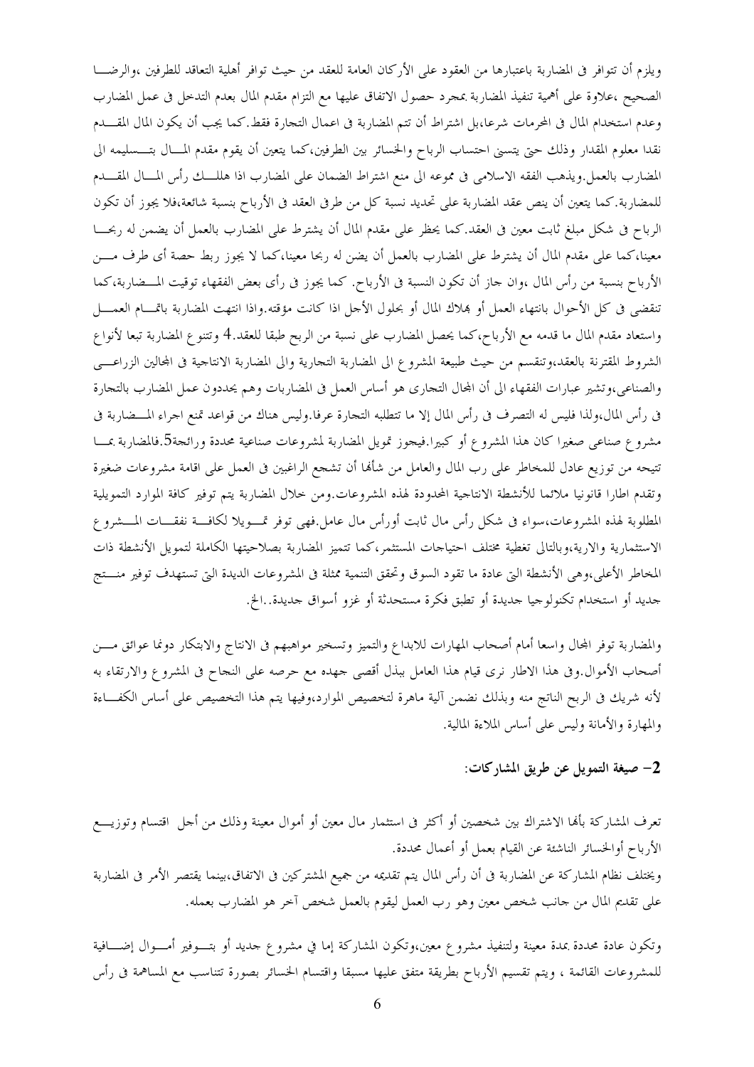ويلزم أن تتوافر فى المضاربة باعتبارها من العقود على الأركان العامة للعقد من حيث توافر أهلية التعاقد للطرفين ،والرضا الصحيح ،علاوة على أهمية تنفيذ المضاربة بمجرد حصول الاتفاق عليها مع التزام مقدم المال بعدم التدخل فى عمل المضارب وعدم استخدام المال فى المحرمات شرعا،بل اشتراط أن تتم المضاربة فى اعمال التجارة فقط.كما يجب أن يكون المال المقدم نقدا معلوم المقدار وذلك حتى يتسنى احتساب الرباح والخسائر بين الطرفين،كما يتعين أن يقوم مقدم المال بتسليمه الى المضارب بالعمل.ويذهب الفقه الاسلامى فى مموعه الى منع اشتراط الضمان على المضارب اذا هلك رأس المال المقدم للمضاربة.كما يتعين أن ينص عقد المضاربة على تحديد نسبة كل من طرفى العقد فى الأرباح بنسبة شائعة،فلا يجوز أن تكون الرباح فى شكل مبلغ ثابت معين فى العقد.كما يحظر على مقدم المال أن يشترط على المضارب بالعمل أن يضمن له ربحا معينا،كما على مقدم المال أن يشترط على المضارب بالعمل أن يضن له ربحا معينا،كما لا يجوز ربط حصة أى طرف من الأرباح بنسبة من رأس المال ،وان جاز أن تكون النسبة فى الأرباح. كما يجوز فى رأى بعض الفقهاء توقيت المضاربة،كما تنقضى فى كل الأحوال بانتهاء العمل أو بهلاك المال أو بحلول الأجل اذا كانت مؤقتة.واذا انتهت المضاربة باتمام العمل واستعاد مقدم المال ما قدمه مع الأرباح،كما يحصل المضارب على نسبة من الربح طبقا للعقد.4 وتتنوع المضاربة تبعا لأنواع الشروط المقترنة بالعقد،وتنقسم من حيث طبيعة المشروع الى المضاربة التجارية والى المضاربة الانتاجية فى المجالين الزراعى والصناعى،وتشير عبارات الفقهاء الى أن المجال التجارى هو أساس العمل فى المضاربات وهم يحددون عمل المضارب بالتجارة فى رأس المال،ولذا فليس له التصرف فى رأس المال إلا ما تتطلبه التجارة عرفا.وليس هناك من قواعد تمنع اجراء المضاربة فى مشروع صناعى صغيرا كان هذا المشروع أو كبيرا.فيجوز تمويل المضاربة لمشروعات صناعية محددة ورائجة5.فالمضاربة بما تتيحه من توزيع عادل للمخاطر على رب المال والعامل من شأنها أن تشجع الراغبين فى العمل على اقامة مشروعات ضغيرة وتقدم اطارا قانونيا ملائما للأنشطة الانتاجية المحدودة لهذه المشروعات.ومن خلال المضاربة يتم توفير كافة الموارد التمويلية المطلوبة لهذه المشروعات،سواء فى شكل رأس مال ثابت أورأس مال عامل.فهى توفر تمويلا لكافة نفقات المشروع الاستثمارية والارية،وبالتالى تغطية مختلف احتياجات المستثمر،كما تتميز المضاربة بصلاحيتها الكاملة لتمويل الأنشطة ذات المخاطر الأعلى،وهى الأنشطة التى عادة ما تقود السوق وتحقق التنمية ممثلة فى المشروعات الديدة التى تستهدف توفير منتج جديد أو استخدام تكنولوجيا جديدة أو تطبق فكرة مستحدثة أو غزو أسواق جديدة..الخ.

والمضاربة توفر المجال واسعا أمام أصحاب المهارات للابداع والتميز وتسخير مواهبهم فى الانتاج والابتكار دونما عوائق من أصحاب الأموال.وفى هذا الاطار نرى قيام هذا العامل ببذل أقصى جهده مع حرصه على النجاح فى المشروع والارتقاء به لأنه شريك فى الربح الناتج منه وبذلك نضمن آلية ماهرة لتخصيص الموارد،وفيها يتم هذا التخصيص على أساس الكفاءة والمهارة والأمانة وليس على أساس الملاءة المالية.

## 2- صيغة التمويل عن طريق المشاركات:

تعرف المشاركة بأنها الاشتراك بين شخصين أو أكثر فى استثمار مال معين أو أموال معينة وذلك من أجل اقتسام وتوزيع الأرباح أوالخسائر الناشئة عن القيام بعمل أو أعمال محددة.

ويختلف نظام المشاركة عن المضاربة فى أن رأس المال يتم تقديمه من جميع المشتركين فى الاتفاق،بينما يقتصر الأمر فى المضاربة على تقديم المال من جانب شخص معين وهو رب العمل ليقوم بالعمل شخص آخر هو المضارب بعمله.

وتكون عادة محددة بمدة معينة ولتنفيذ مشروع معين،وتكون المشاركة إما في مشروع جديد أو بتوفير أموال إضافية للمشروعات القائمة ، ويتم تقسيم الأرباح بطريقة متفق عليها مسبقا واقتسام الخسائر بصورة تتناسب مع المساهمة فى رأس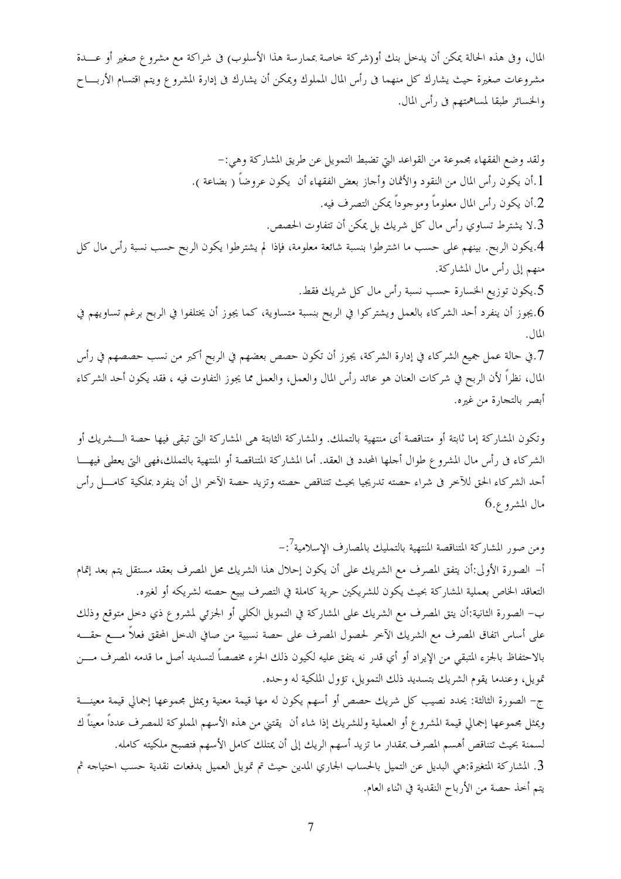المال، وفى هذه الحالة يمكن أن يدخل بنك أو(شركة خاصة بممارسة هذا الأسلوب) فى شراكة مع مشروع صغير أو عـدة مشروعات صغيرة حيث يشارك كل منهما فى رأس المال المملوك ويمكن أن يشارك فى إدارة المشروع ويتم اقتسام الأرباح والخسائر طبقا لمساهمتهم فى رأس المال.

ولقد وضع الفقهاء مجموعة من القواعد التي تضبط التمويل عن طريق المشاركة وهي:-

1. أن يكون رأس المال من النقود والأثمان وأجاز بعض الفقهاء أن يكون عروضاً ( بضاعة ).
2. أن يكون رأس المال معلوماً وموجوداً يمكن التصرف فيه.
3. لا يشترط تساوي رأس مال كل شريك بل يمكن أن تتفاوت الحصص.
4. يكون الربح. بينهم على حسب ما اشترطوا بنسبة شائعة معلومة، فإذا لم يشترطوا يكون الربح حسب نسبة رأس مال كل منهم إلى رأس مال المشاركة.
5. يكون توزيع الخسارة حسب نسبة رأس مال كل شريك فقط.
6. يجوز أن ينفرد أحد الشركاء بالعمل ويشتركوا في الربح بنسبة متساوية، كما يجوز أن يختلفوا في الربح برغم تساويهم في المال.
7. في حالة عمل جميع الشركاء في إدارة الشركة، يجوز أن تكون حصص بعضهم في الربح أكبر من نسب حصصهم في رأس المال، نظراً لأن الربح في شركات العنان هو عائد رأس المال والعمل، والعمل مما يجوز التفاوت فيه ، فقد يكون أحد الشركاء أبصر بالتجارة من غيره.

وتكون المشاركة إما ثابتة أو متناقصة أى منتهية بالتملك. والمشاركة الثابتة هى المشاركة التى تبقى فيها حصة الشريك أو الشركاء فى رأس مال المشروع طوال أجلها المحدد فى العقد. أما المشاركة المتناقصة أو المنتهية بالتملك،فهى التى يعطى فيها أحد الشركاء الحق للآخر فى شراء حصته تدريجيا بحيث تتناقص حصته وتزيد حصة الآخر الى أن ينفرد بملكية كامل رأس مال المشروع.6

ومن صور المشاركة المتناقصة المنتهية بالتمليك بالمصارف الإسلامية[7]:-

أ- الصورة الأولى:أن يتفق المصرف مع الشريك على أن يكون إحلال هذا الشريك محل المصرف بعقد مستقل يتم بعد إتمام التعاقد الخاص بعملية المشاركة بحيث يكون للشريكين حرية كاملة في التصرف ببيع حصته لشريكه أو لغيره.

ب- الصورة الثانية:أن يتق المصرف مع الشريك على المشاركة في التمويل الكلي أو الجزئي لمشروع ذي دخل متوقع وذلك على أساس اتفاق المصرف مع الشريك الآخر لحصول المصرف على حصة نسبية من صافي الدخل المحقق فعلاً مـع حقـه بالاحتفاظ بالجزء المتبقي من الإيراد أو أي قدر نه يتفق عليه لكيون ذلك الجزء مخصصاً لتسديد أصل ما قدمه المصرف مـن تمويل، وعندما يقوم الشريك بتسديد ذلك التمويل، تؤول الملكية له وحده.

ج- الصورة الثالثة: يحدد نصيب كل شريك حصص أو أسهم يكون له مها قيمة معنية ويمثل مجموعها إجمالي قيمة معينـة ويمثل مجموعها إجمالي قيمة المشروع أو العملية وللشريك إذا شاء أن يقتني من هذه الأسهم المملوكة للمصرف عدداً معيناً ك لسمنة بحيث تتناقص أهسم المصرف بمقدار ما تزيد أسهم الريك إلى أن يمتلك كامل الأسهم فتصبح ملكيته كامله.

3. المشاركة المتغيرة:هي البديل عن التميل بالحساب الجاري المدين حيث تم تمويل العميل بدفعات نقدية حسب احتياجه ثم يتم أخذ حصة من الأرباح النقدية في اثناء العام.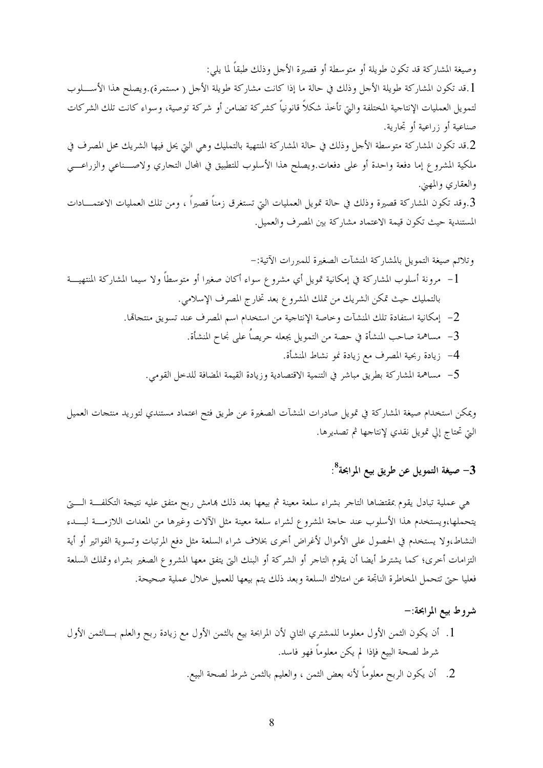وصيغة المشاركة قد تكون طويلة أو متوسطة أو قصيرة الأجل وذلك طبقاً لما يلي:

1.قد تكون المشاركة طويلة الأجل وذلك في حالة ما إذا كانت مشاركة طويلة الأجل ( مستمرة).ويصلح هذا الأسلوب لتمويل العمليات الإنتاجية المختلفة والتي تأخذ شكلاً قانونياً كشركة تضامن أو شركة توصية، وسواء كانت تلك الشركات صناعية أو زراعية أو تجارية.

2.قد تكون المشاركة متوسطة الأجل وذلك في حالة المشاركة المنتهية بالتمليك وهي التي يحل فيها الشريك محل المصرف في ملكية المشروع إما دفعة واحدة أو على دفعات.ويصلح هذا الأسلوب للتطبيق في المجال التجاري ولاصناعي والزراعي والعقاري والمهني.

3.وقد تكون المشاركة قصيرة وذلك في حالة تمويل العمليات التي تستغرق زمناً قصيراً ، ومن تلك العمليات الاعتمادات المستندية حيث تكون قيمة الاعتماد مشاركة بين المصرف والعميل.

وتلائم صيغة التمويل بالمشاركة المنشآت الصغيرة للمبررات الآتية:–

1- مرونة أسلوب المشاركة في إمكانية تمويل أي مشروع سواء أكان صغيرا أو متوسطاً ولا سيما المشاركة المنتهية بالتمليك حيث تمكن الشريك من تملك المشروع بعد تخارج المصرف الإسلامي.
2- إمكانية استفادة تلك المنشآت وخاصة الإنتاجية من استخدام اسم المصرف عند تسويق منتجاتها.
3- مساهمة صاحب المنشأة في حصة من التمويل يجعله حريصاً على نجاح المنشأة.
4- زيادة ربحية المصرف مع زيادة نمو نشاط المنشأة.
5- مساهمة المشاركة بطريق مباشر في التنمية الاقتصادية وزيادة القيمة المضافة للدخل القومي.

ويمكن استخدام صيغة المشاركة في تمويل صادرات المنشآت الصغيرة عن طريق فتح اعتماد مستندي لتوريد منتجات العميل التي تحتاج إلي تمويل نقدي لإنتاجها ثم تصديرها.

## 3- صيغة التمويل عن طريق بيع المرابحة[8]:

هي عملية تبادل يقوم بمقتضاها التاجر بشراء سلعة معينة ثم بيعها بعد ذلك بهامش ربح متفق عليه نتيجة التكلفة التي يتحملها،ويستخدم هذا الأسلوب عند حاجة المشروع لشراء سلعة معينة مثل الآلات وغيرها من المعدات اللازمة لبدء النشاط،ولا يستخدم في الحصول على الأموال لأغراض أخرى بخلاف شراء السلعة مثل دفع المرتبات وتسوية الفواتير أو أية التزامات أخرى؛ كما يشترط أيضا أن يقوم التاجر أو الشركة أو البنك التي يتفق معها المشروع الصغير بشراء وتملك السلعة فعليا حتى تتحمل المخاطرة الناتجة عن امتلاك السلعة وبعد ذلك يتم بيعها للعميل خلال عملية صحيحة.

**شروط بيع المرابحة:–**

1. أن يكون الثمن الأول معلوما للمشتري الثاني لأن المرابحة بيع بالثمن الأول مع زيادة ربح والعلم بالثمن الأول شرط لصحة البيع فإذا لم يكن معلوماً فهو فاسد.
2. أن يكون الربح معلوماً لأنه بعض الثمن ، والعليم بالثمن شرط لصحة البيع.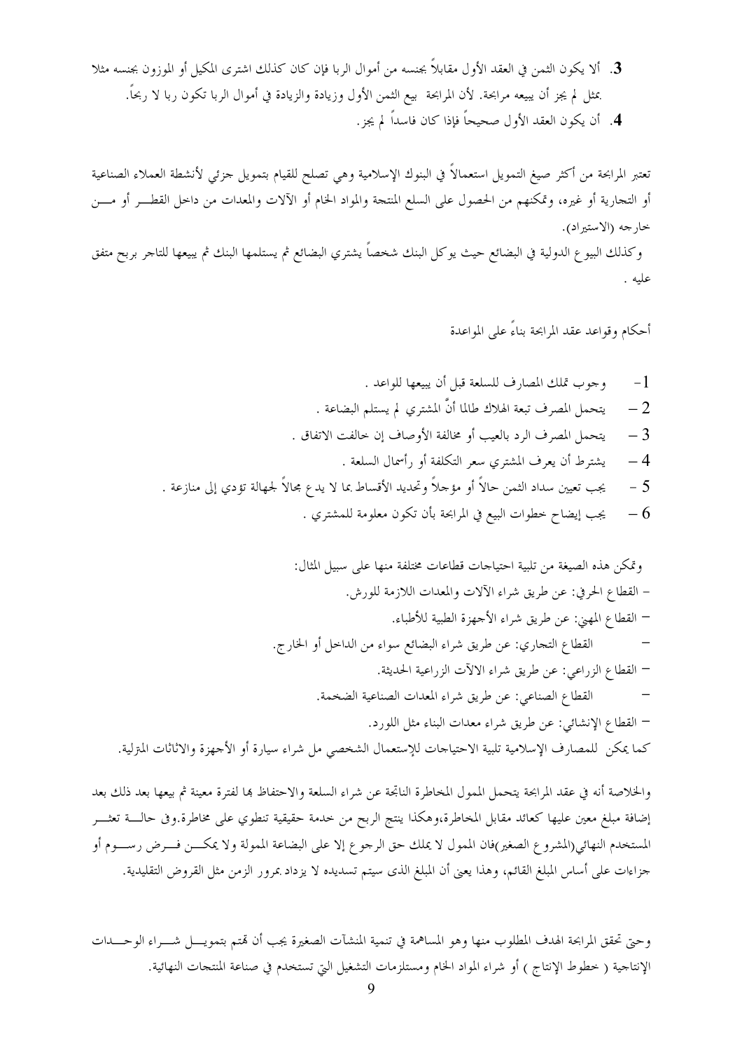3. ألا يكون الثمن في العقد الأول مقابلاً بجنسه من أموال الربا فإن كان كذلك اشترى المكيل أو الموزون بجنسه مثلا بمثل لم يجز أن يبيعه مرابحة. لأن المرابحة بيع الثمن الأول وزيادة والزيادة في أموال الربا تكون ربا لا ربحاً.
4. أن يكون العقد الأول صحيحاً فإذا كان فاسداً لم يجز.

تعتبر المرابحة من أكثر صيغ التمويل استعمالاً في البنوك الإسلامية وهي تصلح للقيام بتمويل جزئي لأنشطة العملاء الصناعية أو التجارية أو غيره، وتمكنهم من الحصول على السلع المنتجة والمواد الخام أو الآلات والمعدات من داخل القطر أو من خارجه (الاستيراد).

وكذلك البيوع الدولية في البضائع حيث يوكل البنك شخصاً يشتري البضائع ثم يستلمها البنك ثم يبيعها للتاجر بربح متفق عليه .

أحكام وقواعد عقد المرابحة بناءً على المواعدة

1- وجوب تملك المصارف للسلعة قبل أن يبيعها للواعد .
2 – يتحمل المصرف تبعة الهلاك طالما أنَّ المشتري لم يستلم البضاعة .
3 – يتحمل المصرف الرد بالعيب أو مخالفة الأوصاف إن خالفت الاتفاق .
4 – يشترط أن يعرف المشتري سعر التكلفة أو رأسمال السلعة .
5 - يجب تعيين سداد الثمن حالاً أو مؤجلاً وتحديد الأقساط بما لا يدع مجالاً لجهالة تؤدي إلى منازعة .
6 – يجب إيضاح خطوات البيع في المرابحة بأن تكون معلومة للمشتري .

وتمكن هذه الصيغة من تلبية احتياجات قطاعات مختلفة منها على سبيل المثال:

- القطاع الحرفي: عن طريق شراء الآلات والمعدات اللازمة للورش.
- القطاع المهني: عن طريق شراء الأجهزة الطبية للأطباء.
- القطاع التجاري: عن طريق شراء البضائع سواء من الداخل أو الخارج.
- القطاع الزراعي: عن طريق شراء الالآت الزراعية الحديثة.
- القطاع الصناعي: عن طريق شراء المعدات الصناعية الضخمة.
- القطاع الإنشائي: عن طريق شراء معدات البناء مثل اللورد.

كما يمكن للمصارف الإسلامية تلبية الاحتياجات للإستعمال الشخصي مل شراء سيارة أو الأجهزة والاثاثات المترلية.

والخلاصة أنه في عقد المرابحة يتحمل الممول المخاطرة الناتجة عن شراء السلعة والاحتفاظ بها لفترة معينة ثم بيعها بعد ذلك بعد إضافة مبلغ معين عليها كعائد مقابل المخاطرة،وهكذا ينتج الربح من خدمة حقيقية تنطوي على مخاطرة.وفى حالة تعثر المستخدم النهائي(المشروع الصغير)فان الممول لا يملك حق الرجوع إلا على البضاعة الممولة ولا يمكن فرض رسوم أو جزاءات على أساس المبلغ القائم، وهذا يعنى أن المبلغ الذى سيتم تسديده لا يزداد بمرور الزمن مثل القروض التقليدية.

وحتى تحقق المرابحة الهدف المطلوب منها وهو المساهمة في تنمية المنشآت الصغيرة يجب أن تهتم بتمويل شراء الوحدات الإنتاجية ( خطوط الإنتاج ) أو شراء المواد الخام ومستلزمات التشغيل التي تستخدم في صناعة المنتجات النهائية.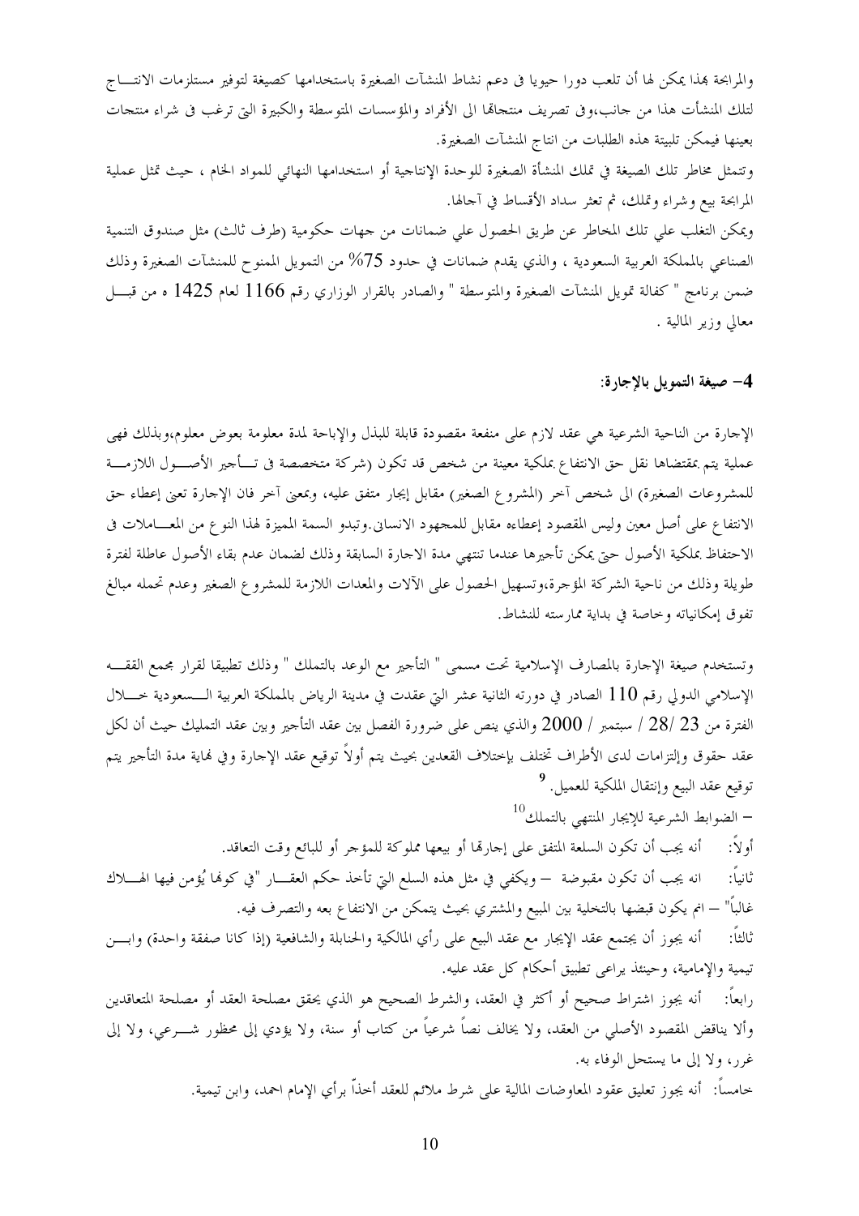والمرابحة بهذا يمكن لها أن تلعب دورا حيويا فى دعم نشاط المنشآت الصغيرة باستخدامها كصيغة لتوفير مستلزمات الانتـــاج لتلك المنشأت هذا من جانب،وفى تصريف منتجاتها الى الأفراد والمؤسسات المتوسطة والكبيرة التى ترغب فى شراء منتجات بعينها فيمكن تلبيتة هذه الطلبات من انتاج المنشآت الصغيرة.

وتتمثل مخاطر تلك الصيغة في تملك المنشأة الصغيرة للوحدة الإنتاجية أو استخدامها النهائي للمواد الخام ، حيث تمثل عملية المرابحة بيع وشراء وتملك، ثم تعثر سداد الأقساط في آجالها.

ويمكن التغلب علي تلك المخاطر عن طريق الحصول علي ضمانات من جهات حكومية (طرف ثالث) مثل صندوق التنمية الصناعي بالمملكة العربية السعودية ، والذي يقدم ضمانات في حدود 75% من التمويل الممنوح للمنشآت الصغيرة وذلك ضمن برنامج " كفالة تمويل المنشآت الصغيرة والمتوسطة " والصادر بالقرار الوزاري رقم 1166 لعام 1425 ه من قبـــل معالي وزير المالية .

### 4- صيغة التمويل بالإجارة:

الإجارة من الناحية الشرعية هي عقد لازم على منفعة مقصودة قابلة للبذل والإباحة لمدة معلومة بعوض معلوم،وبذلك فهى عملية يتم بمقتضاها نقل حق الانتفاع بملكية معينة من شخص قد تكون (شركة متخصصة فى تـــأجير الأصـــول اللازمـــة للمشروعات الصغيرة) الى شخص آخر (المشروع الصغير) مقابل إيجار متفق عليه، وبمعنى آخر فان الإجارة تعنى إعطاء حق الانتفاع على أصل معين وليس المقصود إعطاءه مقابل للمجهود الانسانى.وتبدو السمة المميزة لهذا النوع من المعـــاملات فى الاحتفاظ بملكية الأصول حتى يمكن تأجيرها عندما تنتهي مدة الاجارة السابقة وذلك لضمان عدم بقاء الأصول عاطلة لفترة طويلة وذلك من ناحية الشركة المؤجرة،وتسهيل الحصول على الآلات والمعدات اللازمة للمشروع الصغير وعدم تحمله مبالغ تفوق إمكانياته وخاصة في بداية ممارسته للنشاط.

وتستخدم صيغة الإجارة بالمصارف الإسلامية تحت مسمى " التأجير مع الوعد بالتملك " وذلك تطبيقا لقرار مجمع الفقـــه الإسلامي الدولي رقم 110 الصادر في دورته الثانية عشر التي عقدت في مدينة الرياض بالمملكة العربية الـــسعودية خـــلال الفترة من 23 /28 / سبتمبر / 2000 والذي ينص على ضرورة الفصل بين عقد التأجير وبين عقد التمليك حيث أن لكل عقد حقوق وإلتزامات لدى الأطراف تختلف بإختلاف العقدين بحيث يتم أولاً توقيع عقد الإجارة وفي نهاية مدة التأجير يتم توقيع عقد البيع وإنتقال الملكية للعميل.[9]

– الضوابط الشرعية للإيجار المنتهي بالتملك[10]

أولاً: أنه يجب أن تكون السلعة المتفق على إجارتها أو بيعها مملوكة للمؤجر أو للبائع وقت التعاقد.

ثانياً: انه يجب أن تكون مقبوضة – ويكفي في مثل هذه السلع التي تأخذ حكم العقـــار "في كونها يُؤمن فيها الهـــلاك غالباً" – انم يكون قبضها بالتخلية بين المبيع والمشتري بحيث يتمكن من الانتفاع بعه والتصرف فيه.

ثالثاً: أنه يجوز أن يجتمع عقد الإيجار مع عقد البيع على رأي المالكية والحنابلة والشافعية (إذا كانا صفقة واحدة) وابـــن تيمية والإمامية، وحينئذ يراعى تطبيق أحكام كل عقد عليه.

رابعاً: أنه يجوز اشتراط صحيح أو أكثر في العقد، والشرط الصحيح هو الذي يحقق مصلحة العقد أو مصلحة المتعاقدين وألا يناقض المقصود الأصلي من العقد، ولا يخالف نصاً شرعياً من كتاب أو سنة، ولا يؤدي إلى محظور شـــرعي، ولا إلى غرر، ولا إلى ما يستحل الوفاء به.

خامساً: أنه يجوز تعليق عقود المعاوضات المالية على شرط ملائم للعقد أخذاً برأي الإمام احمد، وابن تيمية.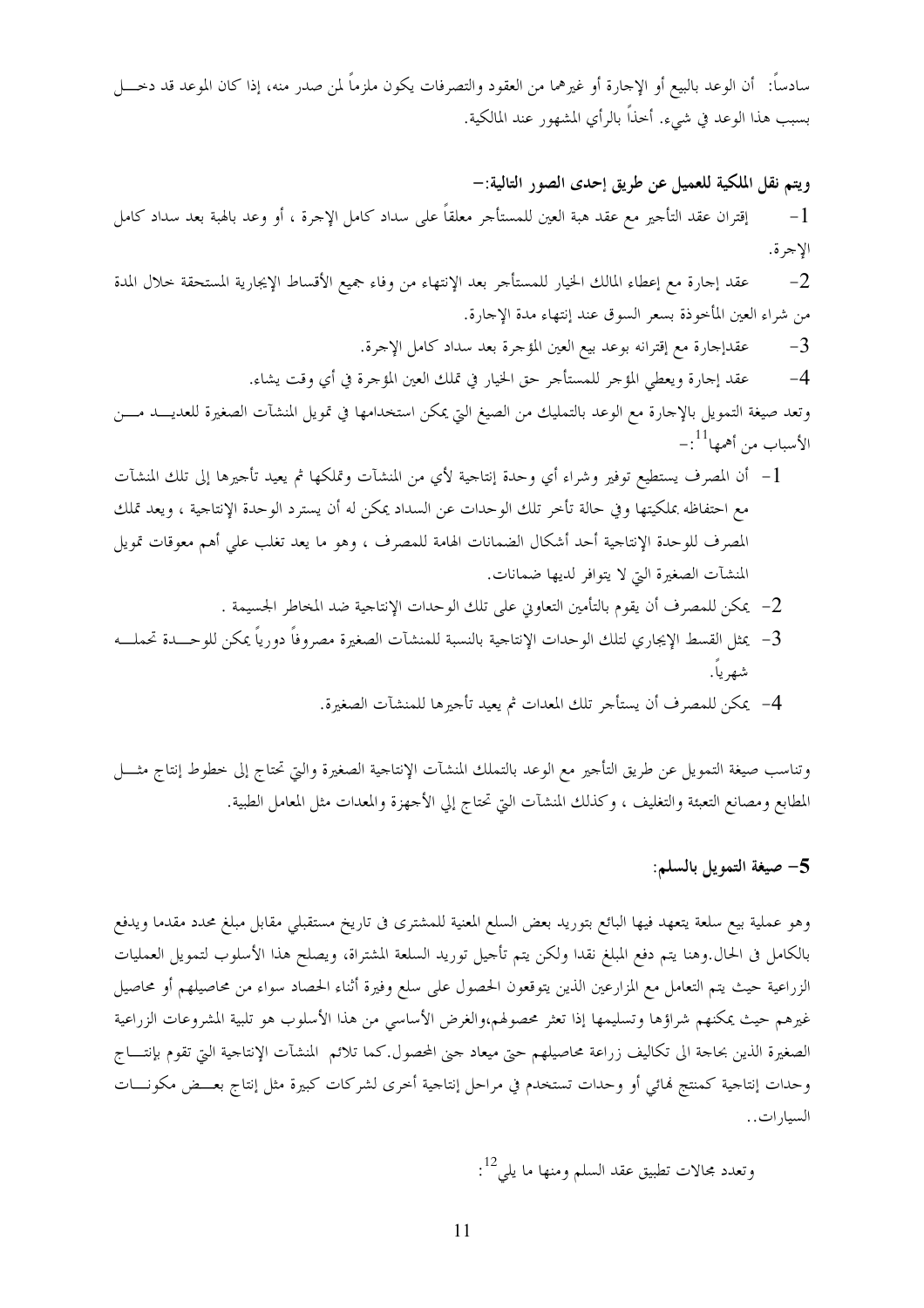سادساً: أن الوعد بالبيع أو الإجارة أو غيرهما من العقود والتصرفات يكون ملزماً لمن صدر منه، إذا كان الموعد قد دخل بسبب هذا الوعد في شيء. أخذاً بالرأي المشهور عند المالكية.

**ويتم نقل الملكية للعميل عن طريق إحدى الصور التالية:-**

1- إقتران عقد التأجير مع عقد هبة العين للمستأجر معلقاً على سداد كامل الإجرة ، أو وعد بالهبة بعد سداد كامل الإجرة.

2- عقد إجارة مع إعطاء المالك الخيار للمستأجر بعد الإنتهاء من وفاء جميع الأقساط الإيجارية المستحقة خلال المدة من شراء العين المأخوذة بسعر السوق عند إنتهاء مدة الإجارة.

3- عقدإجارة مع إقترانه بوعد بيع العين المؤجرة بعد سداد كامل الإجرة.

4- عقد إجارة ويعطي المؤجر للمستأجر حق الخيار في تملك العين المؤجرة في أي وقت يشاء.

وتعد صيغة التمويل بالإجارة مع الوعد بالتمليك من الصيغ التي يمكن استخدامها في تمويل المنشآت الصغيرة للعديد من الأسباب من أهمها[11]:-

1- أن المصرف يستطيع توفير وشراء أي وحدة إنتاجية لأي من المنشآت وتملكها ثم يعيد تأجيرها إلى تلك المنشآت مع احتفاظه بملكيتها وفي حالة تأخر تلك الوحدات عن السداد يمكن له أن يسترد الوحدة الإنتاجية ، ويعد تملك المصرف للوحدة الإنتاجية أحد أشكال الضمانات الهامة للمصرف ، وهو ما يعد تغلب علي أهم معوقات تمويل المنشآت الصغيرة التي لا يتوافر لديها ضمانات.

2- يمكن للمصرف أن يقوم بالتأمين التعاوني على تلك الوحدات الإنتاجية ضد المخاطر الجسيمة .

3- يمثل القسط الإيجاري لتلك الوحدات الإنتاجية بالنسبة للمنشآت الصغيرة مصروفاً دورياً يمكن للوحدة تحمله شهرياً.

4- يمكن للمصرف أن يستأجر تلك المعدات ثم يعيد تأجيرها للمنشآت الصغيرة.

وتناسب صيغة التمويل عن طريق التأجير مع الوعد بالتملك المنشآت الإنتاجية الصغيرة والتي تحتاج إلى خطوط إنتاج مثل المطابع ومصانع التعبئة والتغليف ، وكذلك المنشآت التي تحتاج إلي الأجهزة والمعدات مثل المعامل الطبية.

## 5- صيغة التمويل بالسلم:

وهو عملية بيع سلعة يتعهد فيها البائع بتوريد بعض السلع المعنية للمشترى فى تاريخ مستقبلي مقابل مبلغ محدد مقدما ويدفع بالكامل فى الحال.وهنا يتم دفع المبلغ نقدا ولكن يتم تأجيل توريد السلعة المشتراة، ويصلح هذا الأسلوب لتمويل العمليات الزراعية حيث يتم التعامل مع المزارعين الذين يتوقعون الحصول على سلع وفيرة أثناء الحصاد سواء من محاصيلهم أو محاصيل غيرهم حيث يمكنهم شراؤها وتسليمها إذا تعثر محصولهم،والغرض الأساسي من هذا الأسلوب هو تلبية المشروعات الزراعية الصغيرة الذين بحاجة الى تكاليف زراعة محاصيلهم حتى ميعاد جني المحصول.كما تلائم المنشآت الإنتاجية التي تقوم بإنتاج وحدات إنتاجية كمنتج نهائي أو وحدات تستخدم في مراحل إنتاجية أخرى لشركات كبيرة مثل إنتاج بعض مكونات السيارات..

وتعدد مجالات تطبيق عقد السلم ومنها ما يلي[12]: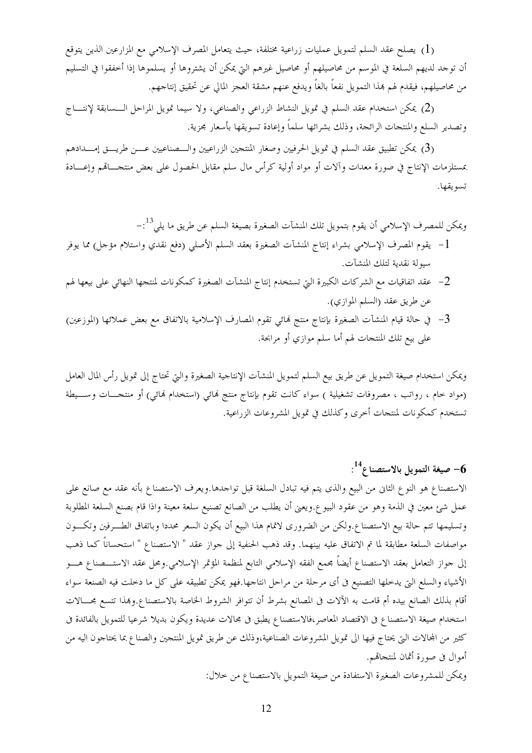(1) يصلح عقد السلم لتمويل عمليات زراعية مختلفة، حيث يتعامل المصرف الإسلامي مع المزارعين الذين يتوقع أن توجد لديهم السلعة في الموسم من محاصيلهم أو محاصيل غيرهم التي يمكن أن يشتروها أو يسلموها إذا أخفقوا في التسليم من محاصيلهم، فيقدم لهم بهذا التمويل نفعاً بالغاً ويدفع عنهم مشقة العجز المالي عن تحقيق إنتاجهم.

(2) يمكن استخدام عقد السلم في تمويل النشاط الزراعي والصناعي، ولا سيما تمويل المراحل السابقة لإنتاج وتصدير السلع والمنتجات الرائجة، وذلك بشرائها سلماً وإعادة تسويقها بأسعار مجزية.

(3) يمكن تطبيق عقد السلم في تمويل الحرفيين وصغار المنتجين الزراعيين والصناعيين عن طريق إمدادهم بمستلزمات الإنتاج في صورة معدات وآلات أو مواد أولية كرأس مال سلم مقابل الحصول على بعض منتجاتهم وإعادة تسويقها.

ويمكن للمصرف الإسلامي أن يقوم بتمويل تلك المنشآت الصغيرة بصيغة السلم عن طريق ما يلي[13]:-

1- يقوم المصرف الإسلامي بشراء إنتاج المنشآت الصغيرة بعقد السلم الأصلي (دفع نقدي واستلام مؤجل) مما يوفر سيولة نقدية لتلك المنشآت.
2- عقد اتفاقيات مع الشركات الكبيرة التي تستخدم إنتاج المنشآت الصغيرة كمكونات لمنتجها النهائي على بيعها لهم عن طريق عقد (السلم الموازي).
3- في حالة قيام المنشآت الصغيرة بإنتاج منتج نهائي تقوم المصارف الإسلامية بالاتفاق مع بعض عملائها (الموزعين) على بيع تلك المنتجات لهم أما سلم موازي أو مرابحة.

ويمكن استخدام صيغة التمويل عن طريق بيع السلم لتمويل المنشآت الإنتاجية الصغيرة والتي تحتاج إلى تمويل رأس المال العامل (مواد خام ، رواتب ، مصروفات تشغيلية ) سواء كانت تقوم بإنتاج منتج نهائي (استخدام نهائي) أو منتجات وسيطة تستخدم كمكونات لمنتجات أخرى وكذلك في تمويل المشروعات الزراعية.

## 6- صيغة التمويل بالاستصناع[14]:

الاستصناع هو النوع الثاني من البيع والذى يتم فيه تبادل السلعة قبل تواجدها.ويعرف الاستصناع بأنه عقد مع صانع على عمل شئ معين في الذمة وهو من عقود البيوع.ويعني أن يطلب من الصانع تصنيع سلعة معينة واذا قام بصنع السلعة المطلوبة وتسليمها تتم حالة بيع الاستصناع.ولكن من الضرورى لاتمام هذا البيع أن يكون السعر محددا وباتفاق الطرفين وتكون مواصفات السلعة مطابقة لما تم الاتفاق عليه بينهما. وقد ذهب الحنفية إلى جواز عقد " الاستصناع " استحساناً كما ذهب إلى جواز التعامل بعقد الاستصناع أيضاً مجمع الفقه الإسلامي التابع لمنظمة المؤتمر الإسلامي.ومحل عقد الاستصناع هو الأشياء والسلع التي يدخلها التصنيع فى أى مرحلة من مراحل انتاجها.فهو يمكن تطبيقه على كل ما دخلت فيه الصنعة سواء أقام بذلك الصانع بيده أم قامت به الآلات فى المصانع بشرط أن تتوافر الشروط الخاصة بالاستصناع.وبهذا تتسع مجالات استخدام صيغة الاستصناع فى الاقتصاد المعاصر،فالاستصناع يطبق فى مجالات عديدة ويكون بديلا شرعيا للتمويل بالفائدة فى كثير من المجالات التي يحتاج فيها الى تمويل المشروعات الصناعية،وذلك عن طريق تمويل المنتجين والصناع بما يحتاجون اليه من أموال فى صورة أثمان لمنتجاتهم.

ويمكن للمشروعات الصغيرة الاستفادة من صيغة التمويل بالاستصناع من خلال: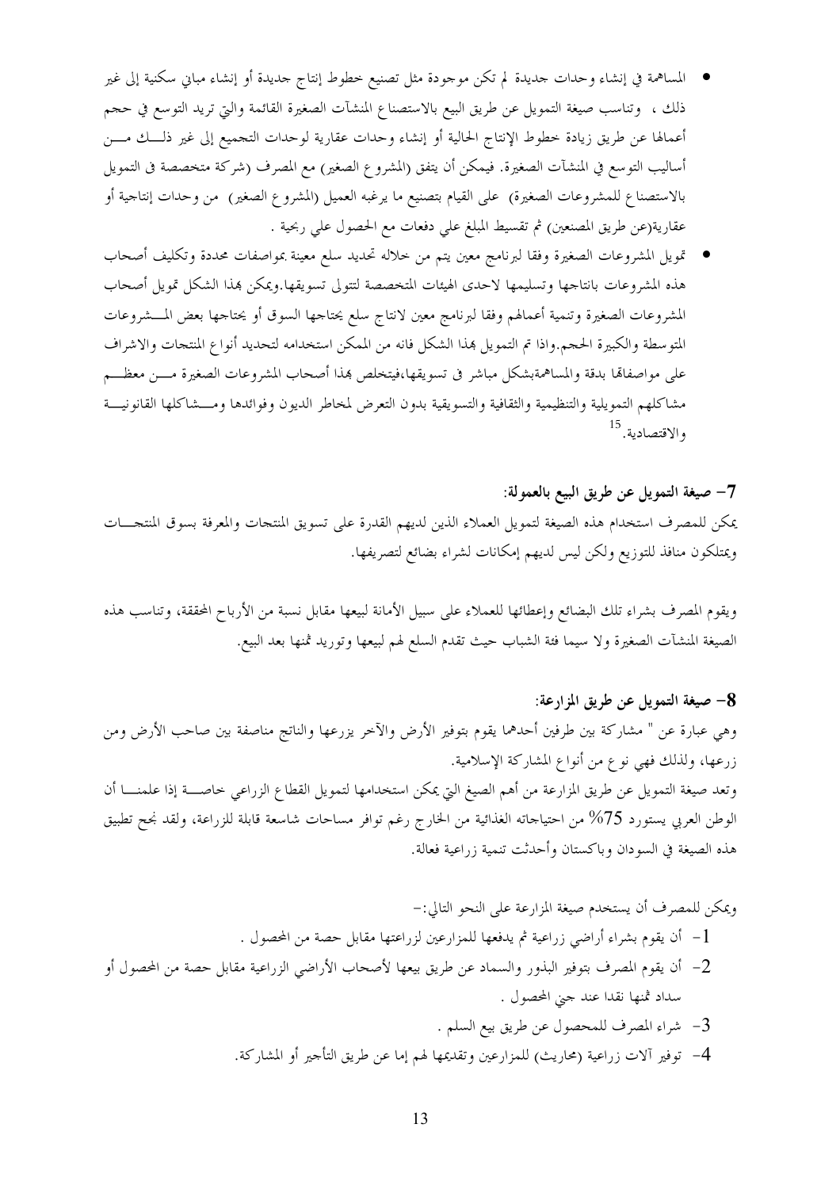- المساهمة في إنشاء وحدات جديدة لم تكن موجودة مثل تصنيع خطوط إنتاج جديدة أو إنشاء مباني سكنية إلى غير ذلك ، وتناسب صيغة التمويل عن طريق البيع بالاستصناع المنشآت الصغيرة القائمة والتي تريد التوسع في حجم أعمالها عن طريق زيادة خطوط الإنتاج الحالية أو إنشاء وحدات عقارية لوحدات التجميع إلى غير ذلك من أساليب التوسع في المنشآت الصغيرة. فيمكن أن يتفق (المشروع الصغير) مع المصرف (شركة متخصصة فى التمويل بالاستصناع للمشروعات الصغيرة) على القيام بتصنيع ما يرغبه العميل (المشروع الصغير) من وحدات إنتاجية أو عقارية(عن طريق المصنعين) ثم تقسيط المبلغ علي دفعات مع الحصول علي ربحية .
- تمويل المشروعات الصغيرة وفقا لبرنامج معين يتم من خلاله تحديد سلع معينة بمواصفات محددة وتكليف أصحاب هذه المشروعات بانتاجها وتسليمها لاحدى الهيئات المتخصصة لتتولى تسويقها.ويمكن بهذا الشكل تمويل أصحاب المشروعات الصغيرة وتنمية أعمالهم وفقا لبرنامج معين لانتاج سلع يحتاجها السوق أو يحتاجها بعض المشروعات المتوسطة والكبيرة الحجم.واذا تم التمويل بهذا الشكل فانه من الممكن استخدامه لتحديد أنواع المنتجات والاشراف على مواصفاتها بدقة والمساهمةبشكل مباشر فى تسويقها،فيتخلص بهذا أصحاب المشروعات الصغيرة من معظم مشاكلهم التمويلية والتنظيمية والثقافية والتسويقية بدون التعرض لمخاطر الديون وفوائدها ومشاكلها القانونية والاقتصادية.[15]

### 7- صيغة التمويل عن طريق البيع بالعمولة:

يمكن للمصرف استخدام هذه الصيغة لتمويل العملاء الذين لديهم القدرة على تسويق المنتجات والمعرفة بسوق المنتجات ويمتلكون منافذ للتوزيع ولكن ليس لديهم إمكانات لشراء بضائع لتصريفها.

ويقوم المصرف بشراء تلك البضائع وإعطائها للعملاء على سبيل الأمانة لبيعها مقابل نسبة من الأرباح المحققة، وتناسب هذه الصيغة المنشآت الصغيرة ولا سيما فئة الشباب حيث تقدم السلع لهم لبيعها وتوريد ثمنها بعد البيع.

### 8- صيغة التمويل عن طريق المزارعة:

وهي عبارة عن " مشاركة بين طرفين أحدهما يقوم بتوفير الأرض والآخر يزرعها والناتج مناصفة بين صاحب الأرض ومن زرعها، ولذلك فهي نوع من أنواع المشاركة الإسلامية.

وتعد صيغة التمويل عن طريق المزارعة من أهم الصيغ التي يمكن استخدامها لتمويل القطاع الزراعي خاصة إذا علمنا أن الوطن العربي يستورد 75% من احتياجاته الغذائية من الخارج رغم توافر مساحات شاسعة قابلة للزراعة، ولقد نجح تطبيق هذه الصيغة في السودان وباكستان وأحدثت تنمية زراعية فعالة.

ويمكن للمصرف أن يستخدم صيغة المزارعة على النحو التالي:-

1- أن يقوم بشراء أراضي زراعية ثم يدفعها للمزارعين لزراعتها مقابل حصة من المحصول .
2- أن يقوم المصرف بتوفير البذور والسماد عن طريق بيعها لأصحاب الأراضي الزراعية مقابل حصة من المحصول أو سداد ثمنها نقدا عند جني المحصول .
3- شراء المصرف للمحصول عن طريق بيع السلم .
4- توفير آلات زراعية (محاريث) للمزارعين وتقديمها لهم إما عن طريق التأجير أو المشاركة.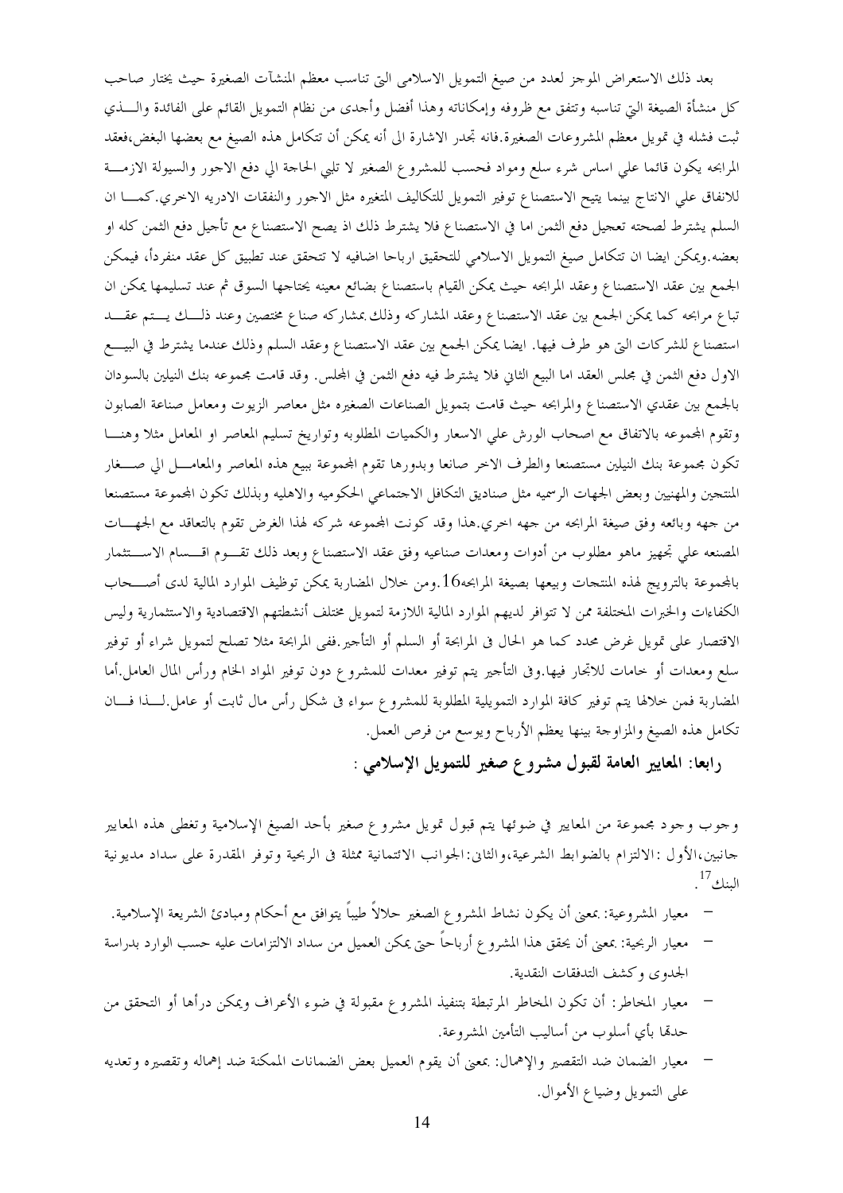بعد ذلك الاستعراض الموجز لعدد من صيغ التمويل الاسلامي التي تناسب معظم المنشآت الصغيرة حيث يختار صاحب كل منشأة الصيغة التي تناسبه وتتفق مع ظروفه وإمكاناته وهذا أفضل وأجدى من نظام التمويل القائم على الفائدة والـذي ثبت فشله في تمويل معظم المشروعات الصغيرة.فانه تجدر الاشارة الى أنه يمكن أن تتكامل هذه الصيغ مع بعضها البعض،فعقد المرابحه يكون قائما علي اساس شرء سلع ومواد فحسب للمشروع الصغير لا تلبي الحاجة الي دفع الاجور والسيولة الازمـة للانفاق علي الانتاج بينما يتيح الاستصناع توفير التمويل للتكاليف المتغيره مثل الاجور والنفقات الادريه الاخري.كمـا ان السلم يشترط لصحته تعجيل دفع الثمن اما في الاستصناع فلا يشترط ذلك اذ يصح الاستصناع مع تأجيل دفع الثمن كله او بعضه.ويمكن ايضا ان تتكامل صيغ التمويل الاسلامي للتحقيق ارباحا اضافيه لا تتحقق عند تطبيق كل عقد منفرداً، فيمكن الجمع بين عقد الاستصناع وعقد المرابحه حيث يمكن القيام باستصناع بضائع معينه يحتاجها السوق ثم عند تسليمها يمكن ان تباع مرابحه كما يمكن الجمع بين عقد الاستصناع وعقد المشاركه وذلك بمشاركه صناع مختصين وعند ذلـك يـتم عقـد استصناع للشركات التي هو طرف فيها. ايضا يمكن الجمع بين عقد الاستصناع وعقد السلم وذلك عندما يشترط في البيـع الاول دفع الثمن في مجلس العقد اما البيع الثاني فلا يشترط فيه دفع الثمن في المجلس. وقد قامت مجموعه بنك النيلين بالسودان بالجمع بين عقدي الاستصناع والمرابحه حيث قامت بتمويل الصناعات الصغيره مثل معاصر الزيوت ومعامل صناعة الصابون وتقوم المجموعه بالاتفاق مع اصحاب الورش علي الاسعار والكميات المطلوبه وتواريخ تسليم المعاصر او المعامل مثلا وهنـا تكون مجموعة بنك النيلين مستصنعا والطرف الاخر صانعا وبدورها تقوم المجموعة ببيع هذه المعاصر والمعامـل الي صـغار المنتجين والمهنيين وبعض الجهات الرسميه مثل صناديق التكافل الاجتماعي الحكوميه والاهليه وبذلك تكون المجموعة مستصنعا من جهه وبائعه وفق صيغة المرابحه من جهه اخري.هذا وقد كونت المجموعه شركه لهذا الغرض تقوم بالتعاقد مع الجهـات المصنعه علي تجهيز ماهو مطلوب من أدوات ومعدات صناعيه وفق عقد الاستصناع وبعد ذلك تقـوم اقـسام الاسـتثمار بالمجموعة بالترويج لهذه المنتجات وبيعها بصيغة المرابحه16.ومن خلال المضاربة يمكن توظيف الموارد المالية لدى أصـحاب الكفاءات والخبرات المختلفة ممن لا تتوافر لديهم الموارد المالية اللازمة لتمويل مختلف أنشطتهم الاقتصادية والاستثمارية وليس الاقتصار على تمويل غرض محدد كما هو الحال فى المرابحة أو السلم أو التأجير.ففى المرابحة مثلا تصلح لتمويل شراء أو توفير سلع ومعدات أو خامات للاتجار فيها.وفى التأجير يتم توفير معدات للمشروع دون توفير المواد الخام ورأس المال العامل.أما المضاربة فمن خلالها يتم توفير كافة الموارد التمويلية المطلوبة للمشروع سواء فى شكل رأس مال ثابت أو عامل.لـذا فـان تكامل هذه الصيغ والمزاوجة بينها يعظم الأرباح ويوسع من فرص العمل.

## رابعا: المعايير العامة لقبول مشروع صغير للتمويل الإسلامي :

وجوب وجود مجموعة من المعايير في ضوئها يتم قبول تمويل مشروع صغير بأحد الصيغ الإسلامية وتغطى هذه المعايير جانبين،الأول :الالتزام بالضوابط الشرعية،والثاني:الجوانب الائتمانية ممثلة فى الربحية وتوفر المقدرة على سداد مديونية البنك[17].

- معيار المشروعية: بمعنى أن يكون نشاط المشروع الصغير حلالاً طيباً يتوافق مع أحكام ومبادئ الشريعة الإسلامية.
- معيار الربحية: بمعنى أن يحقق هذا المشروع أرباحاً حتى يمكن العميل من سداد الالتزامات عليه حسب الوارد بدراسة الجدوى وكشف التدفقات النقدية.
- معيار المخاطر: أن تكون المخاطر المرتبطة بتنفيذ المشروع مقبولة في ضوء الأعراف ويمكن درأها أو التحقق من حدتها بأي أسلوب من أساليب التأمين المشروعة.
- معيار الضمان ضد التقصير والإهمال: بمعنى أن يقوم العميل بعض الضمانات الممكنة ضد إهماله وتقصيره وتعديه على التمويل وضياع الأموال.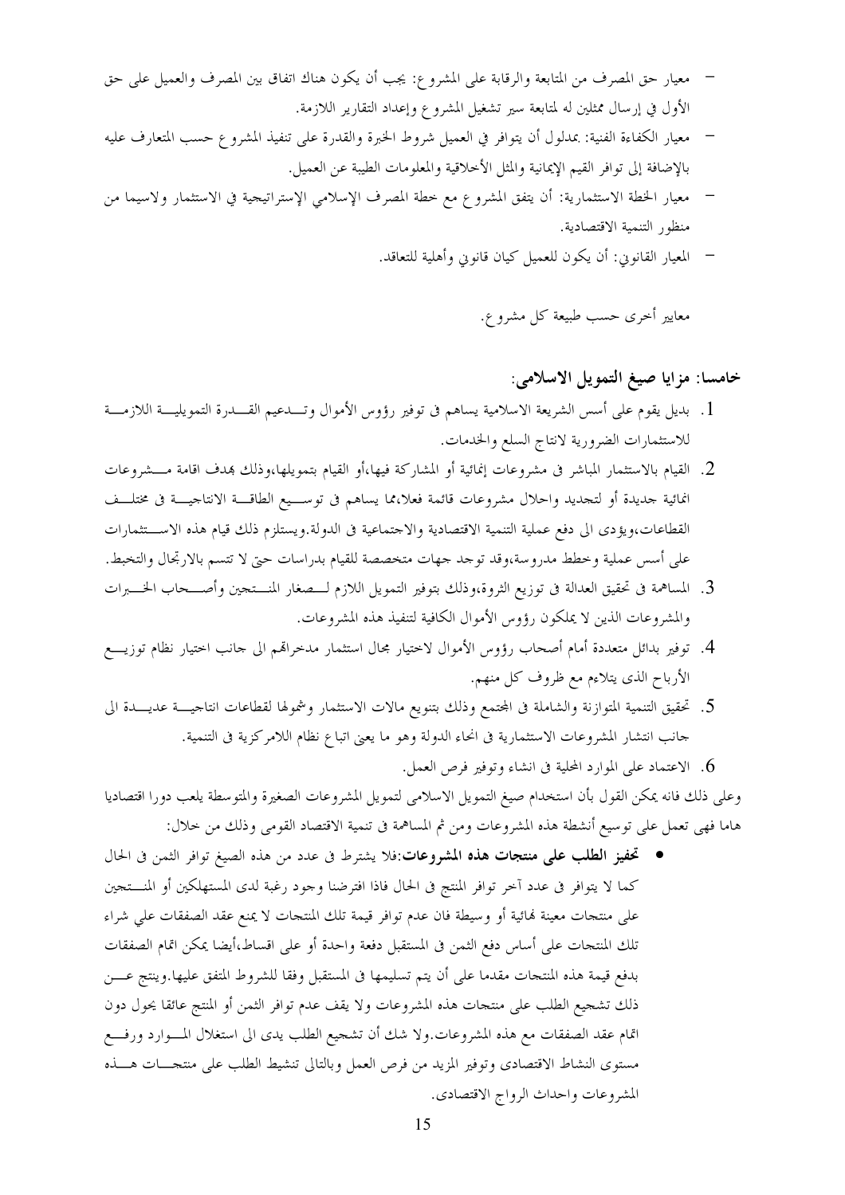- معيار حق المصرف من المتابعة والرقابة على المشروع: يجب أن يكون هناك اتفاق بين المصرف والعميل على حق الأول في إرسال ممثلين له لمتابعة سير تشغيل المشروع وإعداد التقارير اللازمة.
- معيار الكفاءة الفنية: بمدلول أن يتوافر في العميل شروط الخبرة والقدرة على تنفيذ المشروع حسب المتعارف عليه بالإضافة إلى توافر القيم الإيمانية والمثل الأخلاقية والمعلومات الطيبة عن العميل.
- معيار الخطة الاستثمارية: أن يتفق المشروع مع خطة المصرف الإسلامي الإستراتيجية في الاستثمار ولاسيما من منظور التنمية الاقتصادية.
- المعيار القانوني: أن يكون للعميل كيان قانوني وأهلية للتعاقد.

معايير أخرى حسب طبيعة كل مشروع.

## خامسا: مزايا صيغ التمويل الاسلامي:

1. بديل يقوم على أسس الشريعة الاسلامية يساهم فى توفير رؤوس الأموال وتدعيم القدرة التمويلية اللازمة للاستثمارات الضرورية لانتاج السلع والخدمات.
2. القيام بالاستثمار المباشر فى مشروعات انمائية أو المشاركة فيها،أو القيام بتمويلها،وذلك بهدف اقامة مشروعات انمائية جديدة أو لتجديد واحلال مشروعات قائمة فعلا،مما يساهم فى توسيع الطاقة الانتاجية فى مختلف القطاعات،ويؤدى الى دفع عملية التنمية الاقتصادية والاجتماعية فى الدولة.ويستلزم ذلك قيام هذه الاستثمارات على أسس عملية وخطط مدروسة،وقد توجد جهات متخصصة للقيام بدراسات حتى لا تتسم بالارتجال والتخبط.
3. المساهمة فى تحقيق العدالة فى توزيع الثروة،وذلك بتوفير التمويل اللازم لصغار المنتجين وأصحاب الخبرات والمشروعات الذين لا يملكون رؤوس الأموال الكافية لتنفيذ هذه المشروعات.
4. توفير بدائل متعددة أمام أصحاب رؤوس الأموال لاختيار مجال استثمار مدخراتهم الى جانب اختيار نظام توزيع الأرباح الذى يتلاءم مع ظروف كل منهم.
5. تحقيق التنمية المتوازنة والشاملة فى المجتمع وذلك بتنويع مالات الاستثمار وشمولها لقطاعات انتاجية عديدة الى جانب انتشار المشروعات الاستثمارية فى انحاء الدولة وهو ما يعنى اتباع نظام اللامركزية فى التنمية.
6. الاعتماد على الموارد المحلية فى انشاء وتوفير فرص العمل.

وعلى ذلك فانه يمكن القول بأن استخدام صيغ التمويل الاسلامى لتمويل المشروعات الصغيرة والمتوسطة يلعب دورا اقتصاديا هاما فهى تعمل على توسيع أنشطة هذه المشروعات ومن ثم المساهمة فى تنمية الاقتصاد القومى وذلك من خلال:

- **تحفيز الطلب على منتجات هذه المشروعات**:فلا يشترط فى عدد من هذه الصيغ توافر الثمن فى الحال كما لا يتوافر فى عدد آخر توافر المنتج فى الحال فاذا افترضنا وجود رغبة لدى المستهلكين أو المنتجين على منتجات معينة نهائية أو وسيطة فان عدم توافر قيمة تلك المنتجات لا يمنع عقد الصفقات علي شراء تلك المنتجات على أساس دفع الثمن فى المستقبل دفعة واحدة أو على اقساط،أيضا يمكن اتمام الصفقات بدفع قيمة هذه المنتجات مقدما على أن يتم تسليمها فى المستقبل وفقا للشروط المتفق عليها.وينتج عن ذلك تشجيع الطلب على منتجات هذه المشروعات ولا يقف عدم توافر الثمن أو المنتج عائقا يحول دون اتمام عقد الصفقات مع هذه المشروعات.ولا شك أن تشجيع الطلب يدى الى استغلال الموارد ورفع مستوى النشاط الاقتصادى وتوفير المزيد من فرص العمل وبالتالى تنشيط الطلب على منتجات هذه المشروعات واحداث الرواج الاقتصادى.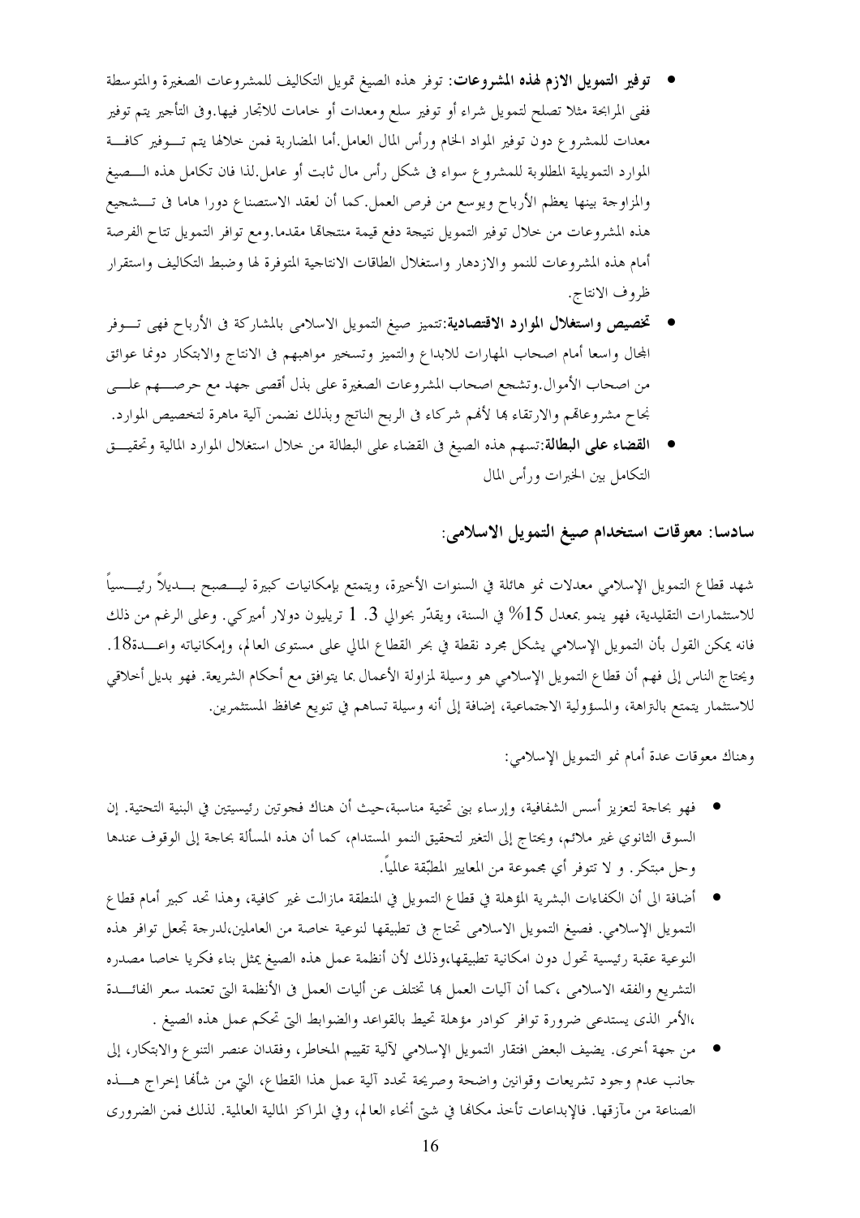- **توفير التمويل الازم لهذه المشروعات**: توفر هذه الصيغ تمويل التكاليف للمشروعات الصغيرة والمتوسطة ففى المرابحة مثلا تصلح لتمويل شراء أو توفير سلع ومعدات أو خامات للاتجار فيها.وفى التأجير يتم توفير معدات للمشروع دون توفير المواد الخام ورأس المال العامل.أما المضاربة فمن خلالها يتم توفير كافة الموارد التمويلية المطلوبة للمشروع سواء فى شكل رأس مال ثابت أو عامل.لذا فان تكامل هذه الصيغ والمزاوجة بينها يعظم الأرباح ويوسع من فرص العمل.كما أن لعقد الاستصناع دورا هاما فى تشجيع هذه المشروعات من خلال توفير التمويل نتيجة دفع قيمة منتجاتها مقدما.ومع توافر التمويل تتاح الفرصة أمام هذه المشروعات للنمو والازدهار واستغلال الطاقات الانتاجية المتوفرة لها وضبط التكاليف واستقرار ظروف الانتاج.
- **تخصيص واستغلال الموارد الاقتصادية**:تتميز صيغ التمويل الاسلامى بالمشاركة فى الأرباح فهى تــوفر المجال واسعا أمام اصحاب المهارات للابداع والتميز وتسخير مواهبهم فى الانتاج والابتكار دونما عوائق من اصحاب الأموال.وتشجع اصحاب المشروعات الصغيرة على بذل أقصى جهد مع حرصهم على نجاح مشروعاتهم والارتقاء بها لأنهم شركاء فى الربح الناتج وبذلك نضمن آلية ماهرة لتخصيص الموارد.
- **القضاء على البطالة**:تسهم هذه الصيغ فى القضاء على البطالة من خلال استغلال الموارد المالية وتحقيق التكامل بين الخبرات ورأس المال

## سادسا: معوقات استخدام صيغ التمويل الاسلامى:

شهد قطاع التمويل الإسلامي معدلات نمو هائلة في السنوات الأخيرة، ويتمتع بإمكانيات كبيرة ليصبح بديلاً رئيسياً للاستثمارات التقليدية، فهو ينمو بمعدل 15% في السنة، ويقدّر بحوالي 1 .3 تريليون دولار أميركي. وعلى الرغم من ذلك فانه يمكن القول بأن التمويل الإسلامي يشكل مجرد نقطة في بحر القطاع المالي على مستوى العالم، وإمكانياته واعدة18. ويحتاج الناس إلى فهم أن قطاع التمويل الإسلامي هو وسيلة لمزاولة الأعمال بما يتوافق مع أحكام الشريعة. فهو بديل أخلاقي للاستثمار يتمتع بالنزاهة، والمسؤولية الاجتماعية، إضافة إلى أنه وسيلة تساهم في تنويع محافظ المستثمرين.

وهناك معوقات عدة أمام نمو التمويل الإسلامي:

- فهو بحاجة لتعزيز أسس الشفافية، وإرساء بنى تحتية مناسبة،حيث أن هناك فجوتين رئيسيتين في البنية التحتية. إن السوق الثانوي غير ملائم، ويحتاج إلى التغير لتحقيق النمو المستدام، كما أن هذه المسألة بحاجة إلى الوقوف عندها وحل مبتكر. و لا تتوفر أي مجموعة من المعايير المطبّقة عالمياً.
- أضافة الى أن الكفاءات البشرية المؤهلة في قطاع التمويل في المنطقة مازالت غير كافية، وهذا تحد كبير أمام قطاع التمويل الإسلامي. فصيغ التمويل الاسلامى تحتاج فى تطبيقها لنوعية خاصة من العاملين،لدرجة تجعل توافر هذه النوعية عقبة رئيسية تحول دون امكانية تطبيقها،وذلك لأن أنظمة عمل هذه الصيغ يمثل بناء فكريا خاصا مصدره التشريع والفقه الاسلامى ،كما أن آليات العمل بها تختلف عن أليات العمل فى الأنظمة التى تعتمد سعر الفائدة ،الأمر الذى يستدعى ضرورة توافر كوادر مؤهلة تحيط بالقواعد والضوابط التى تحكم عمل هذه الصيغ .
- من جهة أخرى. يضيف البعض افتقار التمويل الإسلامي لآلية تقييم المخاطر، وفقدان عنصر التنوع والابتكار، إلى جانب عدم وجود تشريعات وقوانين واضحة وصريحة تحدد آلية عمل هذا القطاع، التي من شأنها إخراج هذه الصناعة من مآزقها. فالإبداعات تأخذ مكانها في شتى أنحاء العالم، وفي المراكز المالية العالمية. لذلك فمن الضرورى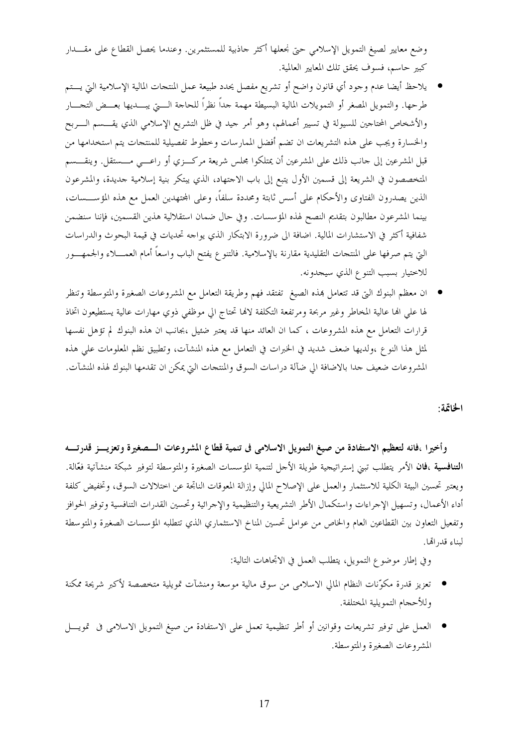وضع معايير لصيغ التمويل الإسلامي حتى نجعلها أكثر جاذبية للمستثمرين. وعندما يحصل القطاع على مقـدار كبير حاسم، فسوف يحقق تلك المعايير العالمية.

- يلاحظ أيضا عدم وجود أي قانون واضح أو تشريع مفصل يحدد طبيعة عمل المنتجات المالية الإسلامية التي يـتم طرحها. والتمويل المصغر أو التمويلات المالية البسيطة مهمة جداً نظراً للحاجة الـتي يبـديها بعـض التجـار والأشخاص المحتاجين للسيولة في تسيير أعمالهم، وهو أمر جيد في ظل التشريع الإسلامي الذي يقـسم الـربح والخسارة ويجب على هذه التشريعات ان تضم أفضل الممارسات وخطوط تفصيلية للمنتجات يتم استخدامها من قبل المشرعين إلى جانب ذلك على المشرعين أن يمتلكوا مجلس شريعة مركـزي أو راعـي مـستقل. وينقـسم المتخصصون في الشريعة إلى قسمين الأول يتبع إلى باب الاجتهاد، الذي يبتكر بنية إسلامية جديدة، والمشرعون الذين يصدرون الفتاوى والأحكام على أسس ثابتة ومحددة سلفاً، وعلى المجتهدين العمل مع هذه المؤسـسات، بينما المشرعون مطالبون بتقديم النصح لهذه المؤسسات. وفي حال ضمان استقلالية هذين القسمين، فإننا سنضمن شفافية أكثر في الاستشارات المالية. اضافة الى ضرورة الابتكار الذي يواجه تحديات في قيمة البحوث والدراسات التي يتم صرفها على المنتجات التقليدية مقارنة بالإسلامية. فالتنوع يفتح الباب واسعاً أمام العمـلاء والجمهـور للاختيار بسبب التنوع الذي سيجدونه.

- ان معظم البنوك التي قد تتعامل بهذه الصيغ تفتقد فهم وطريقة التعامل مع المشروعات الصغيرة والمتوسطة وتنظر لها علي الها عالية المخاطر وغير مربحة ومرتفعة التكلفة لانها تحتاج الي موظفي ذوي مهارات عالية يستطيعون اتخاذ قرارات التعامل مع هذه المشروعات ، كما ان العائد منها قد يعتبر ضئيل ،بجانب ان هذه البنوك لم تؤهل نفسها لمثل هذا النوع ،ولديها ضعف شديد في الخبرات في التعامل مع هذه المنشآت، وتطبيق نظم المعلومات علي هذه المشروعات ضعيف جدا بالاضافة الي ضآلة دراسات السوق والمنتجات التي يمكن ان تقدمها البنوك لهذه المنشآت.

**الخاتمة:**

**وأخيرا ،فانه لتعظيم الاستفادة من صيغ التمويل الاسلامى فى تنمية قطاع المشروعات الـصغيرة وتعزيـز قدرتـه التنافسية ،فان** الأمر يتطلب تبني إستراتيجية طويلة الأجل لتنمية المؤسسات الصغيرة والمتوسطة لتوفير شبكة منشآتية فعّالة. ويعتبر تحسين البيئة الكلية للاستثمار والعمل على الإصلاح المالي وإزالة المعوقات الناتجة عن اختلالات السوق، وتخفيض كلفة أداء الأعمال، وتسهيل الإجراءات واستكمال الأطر التشريعية والتنظيمية والإجرائية وتحسين القدرات التنافسية وتوفير الحوافز وتفعيل التعاون بين القطاعين العام والخاص من عوامل تحسين المناخ الاستثماري الذي تتطلبه المؤسسات الصغيرة والمتوسطة لبناء قدراتها.

وفي إطار موضوع التمويل، يتطلب العمل في الاتجاهات التالية:

- تعزيز قدرة مكوّنات النظام المالي الاسلامى من سوق مالية موسعة ومنشآت تمويلية متخصصة لأكبر شريحة ممكنة وللأحجام التمويلية المختلفة.
- العمل على توفير تشريعات وقوانين أو أطر تنظيمية تعمل على الاستفادة من صيغ التمويل الاسلامى فى تمويـل المشروعات الصغيرة والمتوسطة.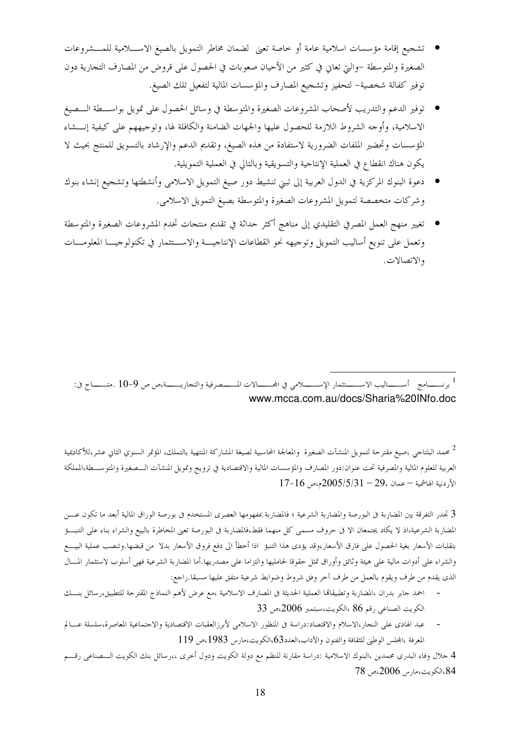- تشجيع إقامة مؤسسات اسلامية عامة أو خاصة تعنى لضمان مخاطر التمويل بالصيغ الاسلامية للمشروعات الصغيرة والمتوسطة –والتي تعاني في كثير من الأحيان صعوبات في الحصول على قروض من المصارف التجارية دون توفير كفالة شخصية– لتحفيز وتشجيع المصارف والمؤسسات المالية لتفعيل تلك الصيغ.

- توفير الدعم والتدريب لأصحاب المشروعات الصغيرة والمتوسطة في وسائل الحصول على تمويل بواسطة الصيغ الاسلامية، وأوجه الشروط اللازمة للحصول عليها والجهات الضامنة والكافلة لها، وتوجيههم على كيفية إنشاء المؤسسات وتحضير الملفات الضرورية لاستفادة من هذه الصيغ، وتقديم الدعم والإرشاد بالتسويق للمنتج بحيث لا يكون هناك انقطاع في العملية الإنتاجية والتسويقية وبالتالي في العملية التمويلية.

- دعوة البنوك المركزية في الدول العربية إلى تبني تنشيط دور صيغ التمويل الاسلامي وأنشطتها وتشجيع إنشاء بنوك وشركات متخصصة لتمويل المشروعات الصغيرة والمتوسطة بصيغ التمويل الاسلامي.

- تغيير منهج العمل المصرفي التقليدي إلى مناهج أكثر حداثة في تقديم منتجات تخدم المشروعات الصغيرة والمتوسطة وتعمل على تنويع أساليب التمويل وتوجيهه نحو القطاعات الإنتاجية والاستثمار في تكنولوجيا المعلومات والاتصالات.

---

[1] برنامج أساليب الاستثمار الإسلامي في المجالات المصرفية والتجارية،ص ص 9-10 .متاح فى:
www.mcca.com.au/docs/Sharia%20INfo.doc

[2] محمد البلتاجي ،صيغ مقترحة لتمويل المنشآت الصغيرة والمعالجة المحاسبية لصيغة المشاركة المنتهية بالتملك، المؤتمر السنوي الثاني عشر،للأكاديمية العربية للعلوم المالية والمصرفية تحت عنوان:دور المصارف والمؤسسات المالية والاقتصادية في ترويج وتمويل المنشآت الصغيرة والمتوسطة،المملكة الأردنية الهاشمية – عمان ،29 – 2005/5/31م،ص 16-17

3 تجدر التفرقة بين المضاربة فى البورصة والمضاربة الشرعية ؛ فالمضاربة بمفهومها العصرى المستخدم فى بورصة الوراق المالية أبعد ما تكون عن المضاربة الشرعية،اذ لا يكاد يجتمعان الا فى حروف مسمى كل منهما فقط،فالمضاربة فى البورصة تعنى المخاطرة بالبيع والشراء بناء على التنبؤ بتقلبات الأسعار بغية الحصول على فارق الأسعار،وقد يؤدى هذا التنبؤ اذا أخطأ الى دفع فروق الأسعار بدلا من قبضها.وتنصب عملية البيع والشراء على أدوات مالية على هيئة وثائق وأوراق تمثل حقوقا لحامليها والتزاما على مصدريها.أما المضاربة الشرعية فهى أسلوب لاستثمار المال الذى يقدم من طرف ويقوم بالعمل من طرف آخر وفق شروط وضوابط شرعية متفق عليها مسبقا.راجع:

- احمد جابر بدران ،المضاربة وتطبيقاتها العملية الحديثة فى المصارف الاسلامية ،مع عرض لأهم النماذج المقترحة للتطبيق،رسائل بنك الكويت الصناعى رقم 86 ،الكويت،سبتمبر 2006،ص 33
- عبد الهادى على النجار،الاسلام والاقتصاد:دراسة فى المنظور الاسلامى لأبرزالعقبات الاقتصادية والاجتماعية المعاصرة،سلسلة عالم المعرفة ،المجلس الوطنى للثقافة والفنون والآداب،العدد63،الكويت،مارس 1983،ص 119

4 جلال وفاء البدرى محمدين ،البنوك الاسلامية :دراسة مقارنة للنظم مع دولة الكويت ودول أخرى ،،رسائل بنك الكويت الصناعى رقم 84،الكويت،مارس 2006،ص 78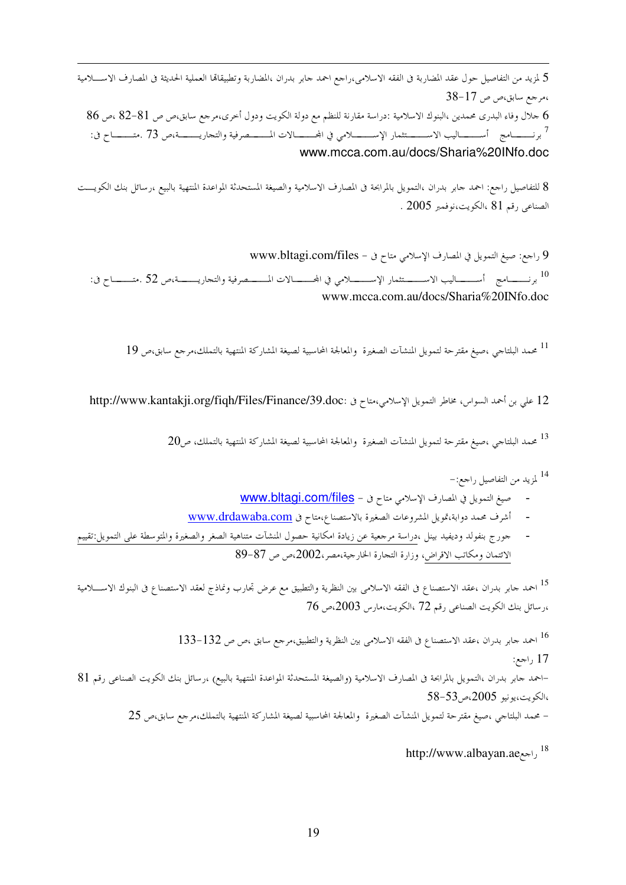5 لمزيد من التفاصيل حول عقد المضاربة فى الفقه الاسلامى،راجع احمد جابر بدران ،المضاربة وتطبيقاتها العملية الحديثة فى المصارف الاســلامية ،مرجع سابق،ص ص 17-38

6 جلال وفاء البدرى محمدين ،البنوك الاسلامية :دراسة مقارنة للنظم مع دولة الكويت ودول أخرى،مرجع سابق،ص ص 81-82 ،ص 86

[7] برنـــامج أســـاليب الاســـتثمار الإســـلامي في المجـــالات المـــصرفية والتجاريـــة،ص 73 .متـــاح فى: www.mcca.com.au/docs/Sharia%20INfo.doc

8 للتفاصيل راجع: احمد جابر بدران ،التمويل بالمرابحة فى المصارف الاسلامية والصيغة المستحدثة المواعدة المنتهية بالبيع ،رسائل بنك الكويت الصناعى رقم 81 ،الكويت،نوفمبر 2005 .

9 راجع: صيغ التمويل في المصارف الإسلامي متاح فى - www.bltagi.com/files

[10] برنـــامج أســـاليب الاســـتثمار الإســـلامي في المجـــالات المـــصرفية والتجاريـــة،ص 52 .متـــاح فى: www.mcca.com.au/docs/Sharia%20INfo.doc

[11] محمد البلتاجي ،صيغ مقترحة لتمويل المنشآت الصغيرة والمعالجة المحاسبية لصيغة المشاركة المنتهية بالتملك،مرجع سابق،ص 19

12 علي بن أحمد السواس، مخاطر التمويل الإسلامي،متاح فى :http://www.kantakji.org/fiqh/Files/Finance/39.doc

[13] محمد البلتاجي ،صيغ مقترحة لتمويل المنشآت الصغيرة والمعالجة المحاسبية لصيغة المشاركة المنتهية بالتملك، ص20

[14] لمزيد من التفاصيل راجع:-

- صيغ التمويل في المصارف الإسلامي متاح فى - www.bltagi.com/files
- أشرف محمد دوابة،تمويل المشروعات الصغيرة بالاستصناع،متاح فى www.drdawaba.com
- جورج بنفولد وديفيد بينل ،دراسة مرجعية عن زيادة امكانية حصول المنشآت متناهية الصغر والصغيرة والمتوسطة على التمويل:تقييم الائتمان ومكاتب الاقراض، وزارة التجارة الخارجية،مصر،2002،ص ص 87-89

[15] احمد جابر بدران ،عقد الاستصناع فى الفقه الاسلامى بين النظرية والتطبيق مع عرض تجارب ونماذج لعقد الاستصناع فى البنوك الاســلامية ،رسائل بنك الكويت الصناعى رقم 72 ،الكويت،مارس 2003،ص 76

[16] احمد جابر بدران ،عقد الاستصناع فى الفقه الاسلامى بين النظرية والتطبيق،مرجع سابق ،ص ص 132-133

17 راجع:

-احمد جابر بدران ،التمويل بالمرابحة فى المصارف الاسلامية (والصيغة المستحدثة المواعدة المنتهية بالبيع) ،رسائل بنك الكويت الصناعى رقم 81 ،الكويت،يونيو 2005،ص53-58

- محمد البلتاجي ،صيغ مقترحة لتمويل المنشآت الصغيرة والمعالجة المحاسبية لصيغة المشاركة المنتهية بالتملك،مرجع سابق،ص 25

[18] راجع http://www.albayan.ae